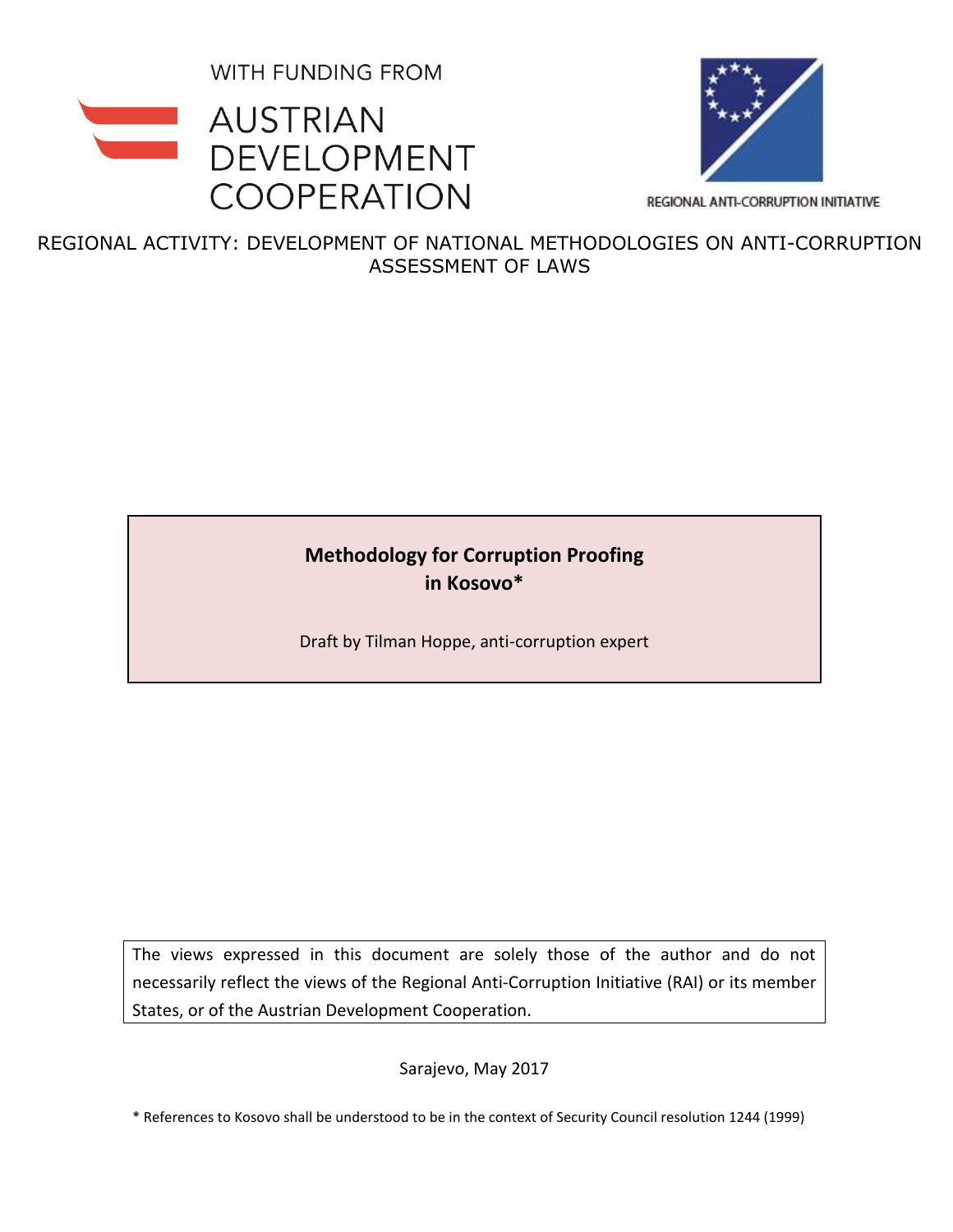WITH FUNDING FROM

AUSTRIAN DEVELOPMENT COOPERATION

REGIONAL ANTI-CORRUPTION INITIATIVE

REGIONAL ACTIVITY: DEVELOPMENT OF NATIONAL METHODOLOGIES ON ANTI-CORRUPTION ASSESSMENT OF LAWS

# Methodology for Corruption Proofing in Kosovo*

Draft by Tilman Hoppe, anti-corruption expert

The views expressed in this document are solely those of the author and do not necessarily reflect the views of the Regional Anti-Corruption Initiative (RAI) or its member States, or of the Austrian Development Cooperation.

Sarajevo, May 2017

* References to Kosovo shall be understood to be in the context of Security Council resolution 1244 (1999)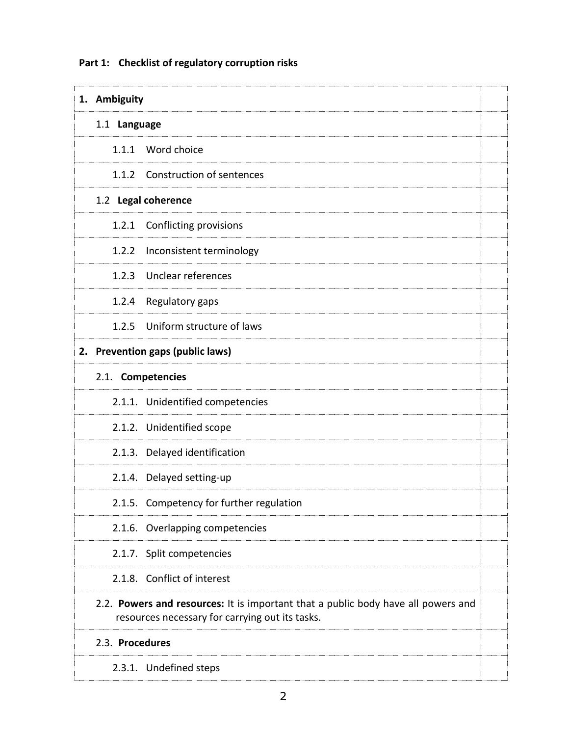**Part 1: Checklist of regulatory corruption risks**

| | |
|---|---|
| **1. Ambiguity** | |
| 1.1 **Language** | |
| 1.1.1 Word choice | |
| 1.1.2 Construction of sentences | |
| 1.2 **Legal coherence** | |
| 1.2.1 Conflicting provisions | |
| 1.2.2 Inconsistent terminology | |
| 1.2.3 Unclear references | |
| 1.2.4 Regulatory gaps | |
| 1.2.5 Uniform structure of laws | |
| **2. Prevention gaps (public laws)** | |
| 2.1. **Competencies** | |
| 2.1.1. Unidentified competencies | |
| 2.1.2. Unidentified scope | |
| 2.1.3. Delayed identification | |
| 2.1.4. Delayed setting-up | |
| 2.1.5. Competency for further regulation | |
| 2.1.6. Overlapping competencies | |
| 2.1.7. Split competencies | |
| 2.1.8. Conflict of interest | |
| 2.2. **Powers and resources:** It is important that a public body have all powers and resources necessary for carrying out its tasks. | |
| 2.3. **Procedures** | |
| 2.3.1. Undefined steps | |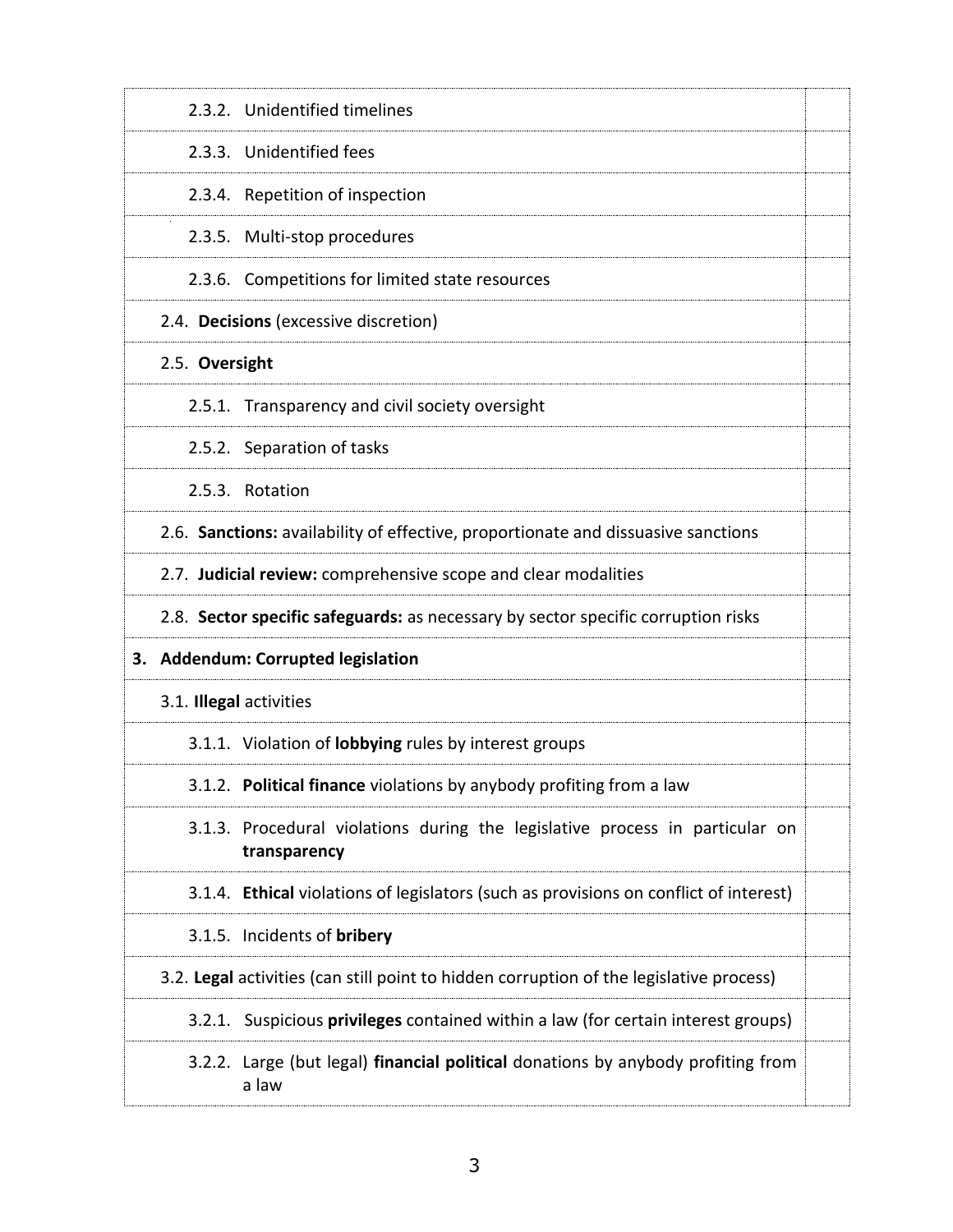| | |
|---|---|
| 2.3.2. Unidentified timelines | |
| 2.3.3. Unidentified fees | |
| 2.3.4. Repetition of inspection | |
| 2.3.5. Multi-stop procedures | |
| 2.3.6. Competitions for limited state resources | |
| 2.4. **Decisions** (excessive discretion) | |
| 2.5. **Oversight** | |
| 2.5.1. Transparency and civil society oversight | |
| 2.5.2. Separation of tasks | |
| 2.5.3. Rotation | |
| 2.6. **Sanctions:** availability of effective, proportionate and dissuasive sanctions | |
| 2.7. **Judicial review:** comprehensive scope and clear modalities | |
| 2.8. **Sector specific safeguards:** as necessary by sector specific corruption risks | |
| **3. Addendum: Corrupted legislation** | |
| 3.1. **Illegal** activities | |
| 3.1.1. Violation of **lobbying** rules by interest groups | |
| 3.1.2. **Political finance** violations by anybody profiting from a law | |
| 3.1.3. Procedural violations during the legislative process in particular on **transparency** | |
| 3.1.4. **Ethical** violations of legislators (such as provisions on conflict of interest) | |
| 3.1.5. Incidents of **bribery** | |
| 3.2. **Legal** activities (can still point to hidden corruption of the legislative process) | |
| 3.2.1. Suspicious **privileges** contained within a law (for certain interest groups) | |
| 3.2.2. Large (but legal) **financial political** donations by anybody profiting from a law | |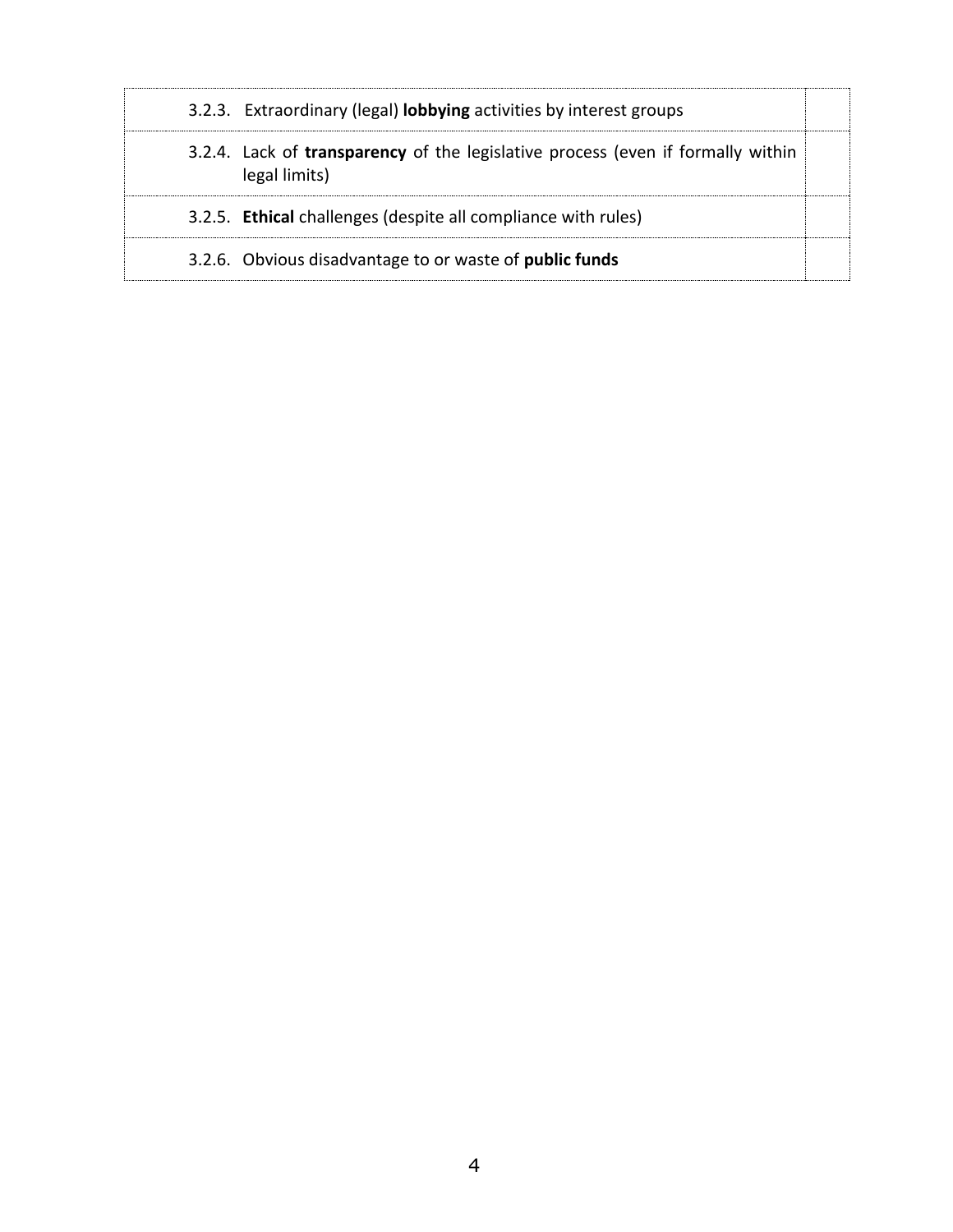| | |
|---|---|
| 3.2.3. Extraordinary (legal) **lobbying** activities by interest groups | |
| 3.2.4. Lack of **transparency** of the legislative process (even if formally within legal limits) | |
| 3.2.5. **Ethical** challenges (despite all compliance with rules) | |
| 3.2.6. Obvious disadvantage to or waste of **public funds** | |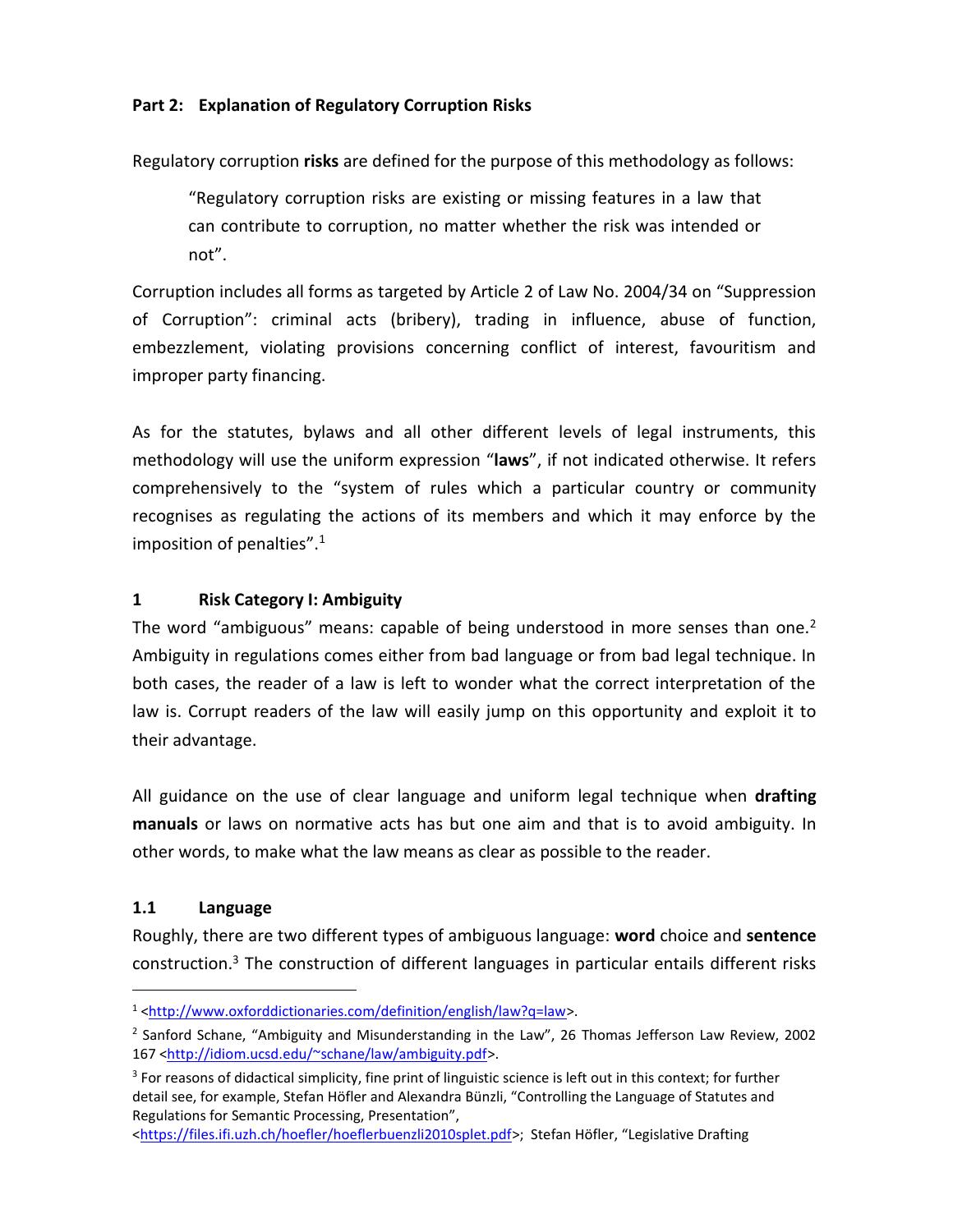## Part 2: Explanation of Regulatory Corruption Risks

Regulatory corruption **risks** are defined for the purpose of this methodology as follows:

> "Regulatory corruption risks are existing or missing features in a law that can contribute to corruption, no matter whether the risk was intended or not".

Corruption includes all forms as targeted by Article 2 of Law No. 2004/34 on "Suppression of Corruption": criminal acts (bribery), trading in influence, abuse of function, embezzlement, violating provisions concerning conflict of interest, favouritism and improper party financing.

As for the statutes, bylaws and all other different levels of legal instruments, this methodology will use the uniform expression "**laws**", if not indicated otherwise. It refers comprehensively to the "system of rules which a particular country or community recognises as regulating the actions of its members and which it may enforce by the imposition of penalties".[1]

### 1 Risk Category I: Ambiguity

The word "ambiguous" means: capable of being understood in more senses than one.[2] Ambiguity in regulations comes either from bad language or from bad legal technique. In both cases, the reader of a law is left to wonder what the correct interpretation of the law is. Corrupt readers of the law will easily jump on this opportunity and exploit it to their advantage.

All guidance on the use of clear language and uniform legal technique when **drafting manuals** or laws on normative acts has but one aim and that is to avoid ambiguity. In other words, to make what the law means as clear as possible to the reader.

#### 1.1 Language

Roughly, there are two different types of ambiguous language: **word** choice and **sentence** construction.[3] The construction of different languages in particular entails different risks

---

[1] <http://www.oxforddictionaries.com/definition/english/law?q=law>.

[2] Sanford Schane, "Ambiguity and Misunderstanding in the Law", 26 Thomas Jefferson Law Review, 2002 167 <http://idiom.ucsd.edu/~schane/law/ambiguity.pdf>.

[3] For reasons of didactical simplicity, fine print of linguistic science is left out in this context; for further detail see, for example, Stefan Höfler and Alexandra Bünzli, "Controlling the Language of Statutes and Regulations for Semantic Processing, Presentation", <https://files.ifi.uzh.ch/hoefler/hoeflerbuenzli2010splet.pdf>; Stefan Höfler, "Legislative Drafting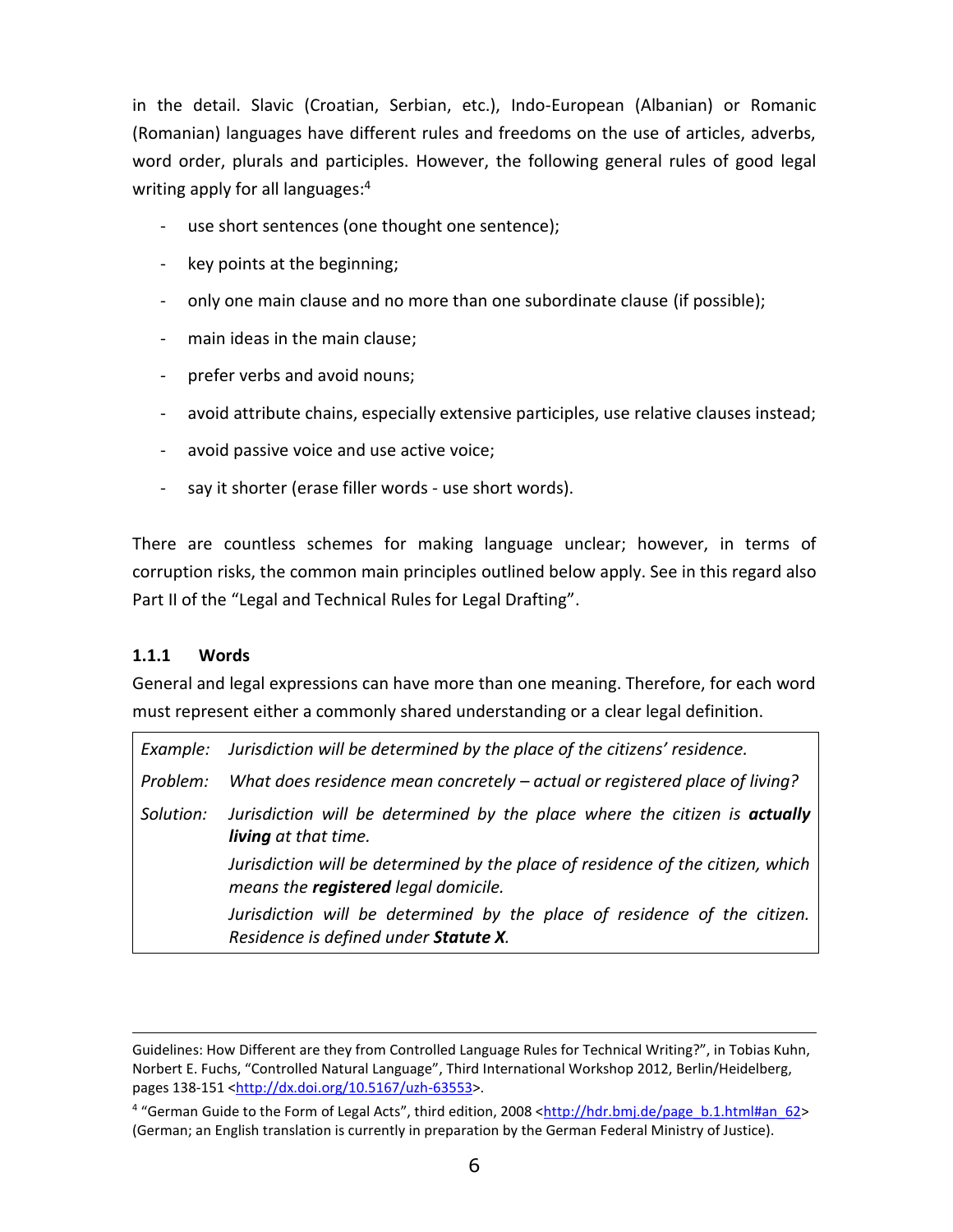in the detail. Slavic (Croatian, Serbian, etc.), Indo-European (Albanian) or Romanic (Romanian) languages have different rules and freedoms on the use of articles, adverbs, word order, plurals and participles. However, the following general rules of good legal writing apply for all languages:[4]

- use short sentences (one thought one sentence);
- key points at the beginning;
- only one main clause and no more than one subordinate clause (if possible);
- main ideas in the main clause;
- prefer verbs and avoid nouns;
- avoid attribute chains, especially extensive participles, use relative clauses instead;
- avoid passive voice and use active voice;
- say it shorter (erase filler words - use short words).

There are countless schemes for making language unclear; however, in terms of corruption risks, the common main principles outlined below apply. See in this regard also Part II of the "Legal and Technical Rules for Legal Drafting".

### 1.1.1 Words

General and legal expressions can have more than one meaning. Therefore, for each word must represent either a commonly shared understanding or a clear legal definition.

| | |
|---|---|
| *Example:* | *Jurisdiction will be determined by the place of the citizens' residence.* |
| *Problem:* | *What does residence mean concretely – actual or registered place of living?* |
| *Solution:* | *Jurisdiction will be determined by the place where the citizen is **actually living** at that time.* |
| | *Jurisdiction will be determined by the place of residence of the citizen, which means the **registered** legal domicile.* |
| | *Jurisdiction will be determined by the place of residence of the citizen. Residence is defined under **Statute X**.* |

---

Guidelines: How Different are they from Controlled Language Rules for Technical Writing?", in Tobias Kuhn, Norbert E. Fuchs, "Controlled Natural Language", Third International Workshop 2012, Berlin/Heidelberg, pages 138-151 <http://dx.doi.org/10.5167/uzh-63553>.

[4] "German Guide to the Form of Legal Acts", third edition, 2008 <http://hdr.bmj.de/page_b.1.html#an_62> (German; an English translation is currently in preparation by the German Federal Ministry of Justice).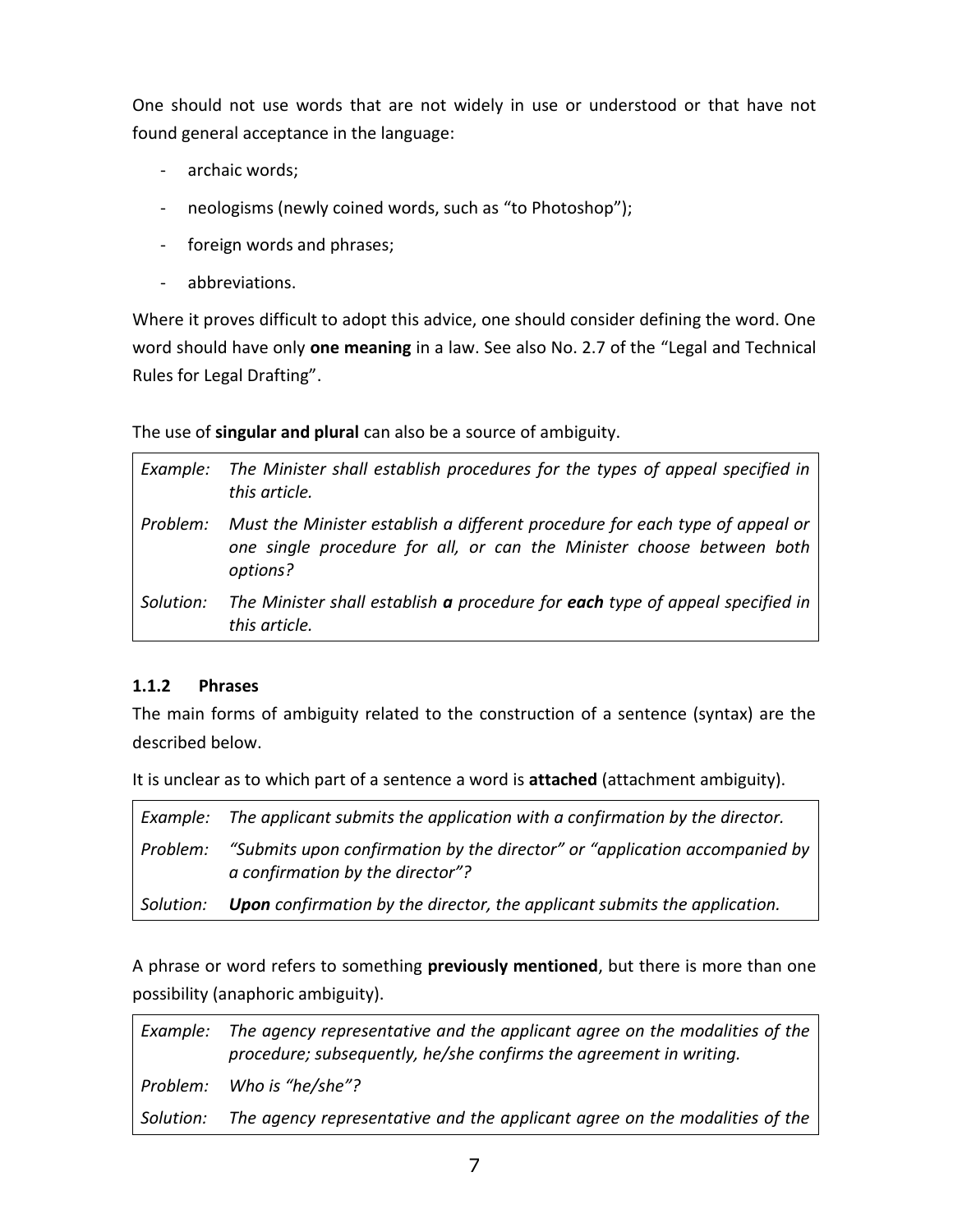One should not use words that are not widely in use or understood or that have not found general acceptance in the language:

- archaic words;
- neologisms (newly coined words, such as "to Photoshop");
- foreign words and phrases;
- abbreviations.

Where it proves difficult to adopt this advice, one should consider defining the word. One word should have only **one meaning** in a law. See also No. 2.7 of the "Legal and Technical Rules for Legal Drafting".

The use of **singular and plural** can also be a source of ambiguity.

| | |
|---|---|
| *Example:* | *The Minister shall establish procedures for the types of appeal specified in this article.* |
| *Problem:* | *Must the Minister establish a different procedure for each type of appeal or one single procedure for all, or can the Minister choose between both options?* |
| *Solution:* | *The Minister shall establish **a** procedure for **each** type of appeal specified in this article.* |

### 1.1.2 Phrases

The main forms of ambiguity related to the construction of a sentence (syntax) are the described below.

It is unclear as to which part of a sentence a word is **attached** (attachment ambiguity).

| | |
|---|---|
| *Example:* | *The applicant submits the application with a confirmation by the director.* |
| *Problem:* | *"Submits upon confirmation by the director" or "application accompanied by a confirmation by the director"?* |
| *Solution:* | ***Upon** confirmation by the director, the applicant submits the application.* |

A phrase or word refers to something **previously mentioned**, but there is more than one possibility (anaphoric ambiguity).

| | |
|---|---|
| *Example:* | *The agency representative and the applicant agree on the modalities of the procedure; subsequently, he/she confirms the agreement in writing.* |
| *Problem:* | *Who is "he/she"?* |
| *Solution:* | *The agency representative and the applicant agree on the modalities of the* |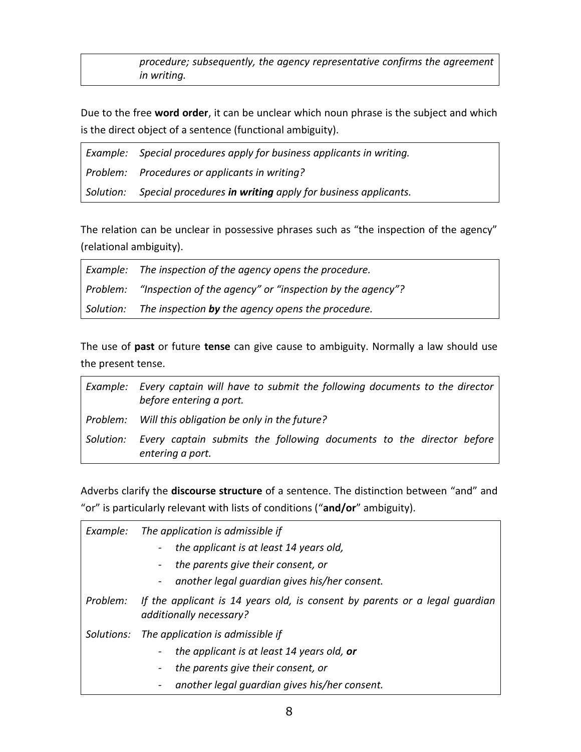| | |
|---|---|
| | *procedure; subsequently, the agency representative confirms the agreement in writing.* |

Due to the free **word order**, it can be unclear which noun phrase is the subject and which is the direct object of a sentence (functional ambiguity).

| | |
|---|---|
| *Example:* | *Special procedures apply for business applicants in writing.* |
| *Problem:* | *Procedures or applicants in writing?* |
| *Solution:* | *Special procedures **in writing** apply for business applicants.* |

The relation can be unclear in possessive phrases such as "the inspection of the agency" (relational ambiguity).

| | |
|---|---|
| *Example:* | *The inspection of the agency opens the procedure.* |
| *Problem:* | *"Inspection of the agency" or "inspection by the agency"?* |
| *Solution:* | *The inspection **by** the agency opens the procedure.* |

The use of **past** or future **tense** can give cause to ambiguity. Normally a law should use the present tense.

| | |
|---|---|
| *Example:* | *Every captain will have to submit the following documents to the director before entering a port.* |
| *Problem:* | *Will this obligation be only in the future?* |
| *Solution:* | *Every captain submits the following documents to the director before entering a port.* |

Adverbs clarify the **discourse structure** of a sentence. The distinction between "and" and "or" is particularly relevant with lists of conditions ("**and/or**" ambiguity).

| | |
|---|---|
| *Example:* | *The application is admissible if*<br>- *the applicant is at least 14 years old,*<br>- *the parents give their consent, or*<br>- *another legal guardian gives his/her consent.* |
| *Problem:* | *If the applicant is 14 years old, is consent by parents or a legal guardian additionally necessary?* |
| *Solutions:* | *The application is admissible if*<br>- *the applicant is at least 14 years old, **or***<br>- *the parents give their consent, or*<br>- *another legal guardian gives his/her consent.* |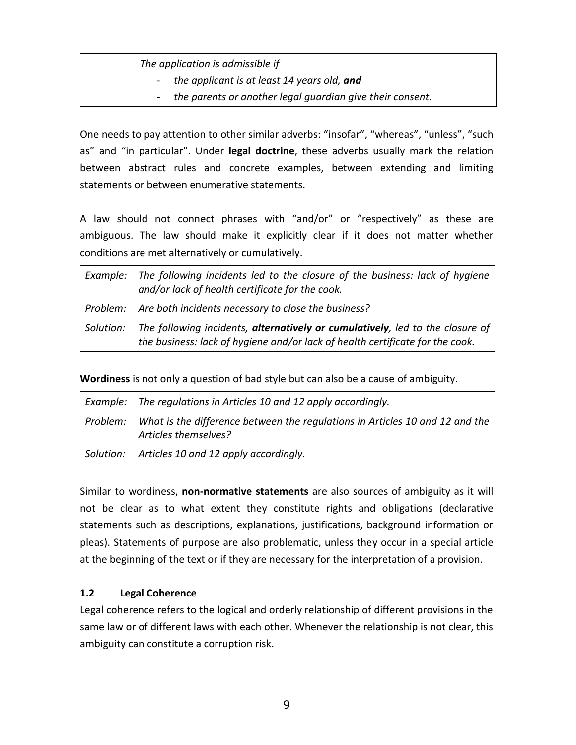| *The application is admissible if* |
| --- |
| - *the applicant is at least 14 years old,* ***and*** |
| - *the parents or another legal guardian give their consent.* |

One needs to pay attention to other similar adverbs: “insofar”, “whereas”, “unless”, “such as” and “in particular”. Under **legal doctrine**, these adverbs usually mark the relation between abstract rules and concrete examples, between extending and limiting statements or between enumerative statements.

A law should not connect phrases with “and/or” or “respectively” as these are ambiguous. The law should make it explicitly clear if it does not matter whether conditions are met alternatively or cumulatively.

| | |
| --- | --- |
| *Example:* | *The following incidents led to the closure of the business: lack of hygiene and/or lack of health certificate for the cook.* |
| *Problem:* | *Are both incidents necessary to close the business?* |
| *Solution:* | *The following incidents,* ***alternatively or cumulatively****, led to the closure of the business: lack of hygiene and/or lack of health certificate for the cook.* |

**Wordiness** is not only a question of bad style but can also be a cause of ambiguity.

| | |
| --- | --- |
| *Example:* | *The regulations in Articles 10 and 12 apply accordingly.* |
| *Problem:* | *What is the difference between the regulations in Articles 10 and 12 and the Articles themselves?* |
| *Solution:* | *Articles 10 and 12 apply accordingly.* |

Similar to wordiness, **non-normative statements** are also sources of ambiguity as it will not be clear as to what extent they constitute rights and obligations (declarative statements such as descriptions, explanations, justifications, background information or pleas). Statements of purpose are also problematic, unless they occur in a special article at the beginning of the text or if they are necessary for the interpretation of a provision.

### 1.2 Legal Coherence

Legal coherence refers to the logical and orderly relationship of different provisions in the same law or of different laws with each other. Whenever the relationship is not clear, this ambiguity can constitute a corruption risk.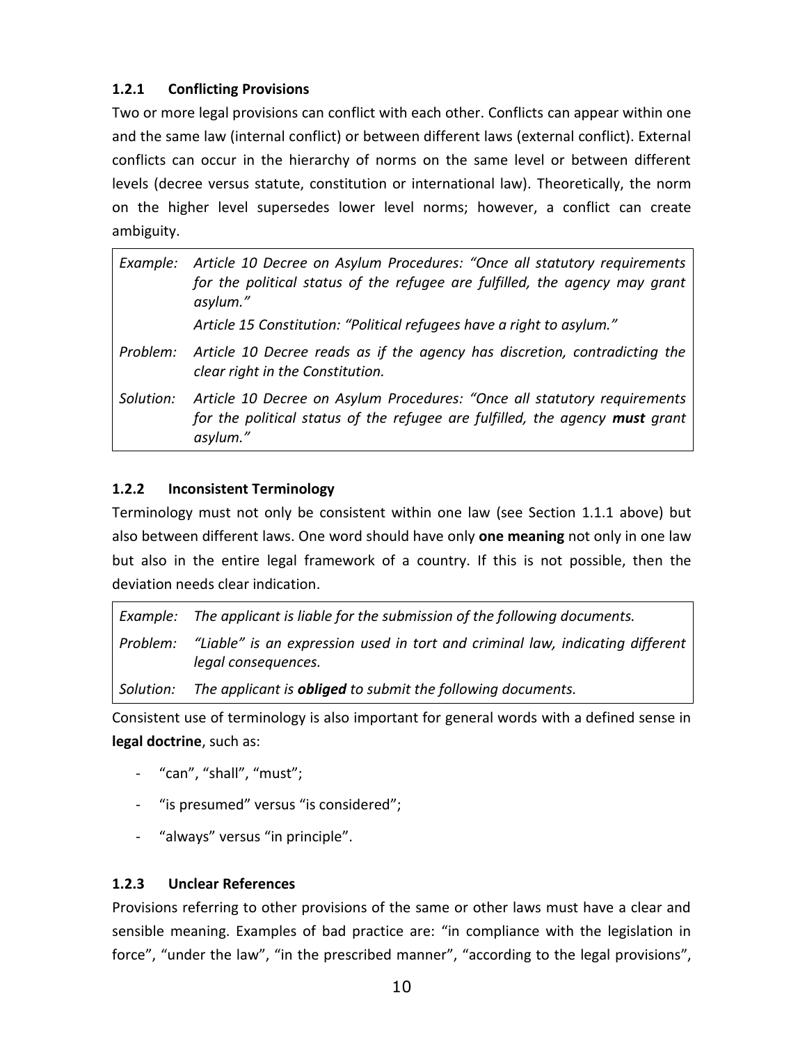### 1.2.1 Conflicting Provisions

Two or more legal provisions can conflict with each other. Conflicts can appear within one and the same law (internal conflict) or between different laws (external conflict). External conflicts can occur in the hierarchy of norms on the same level or between different levels (decree versus statute, constitution or international law). Theoretically, the norm on the higher level supersedes lower level norms; however, a conflict can create ambiguity.

| | |
|---|---|
| *Example:* | *Article 10 Decree on Asylum Procedures: "Once all statutory requirements for the political status of the refugee are fulfilled, the agency may grant asylum."* <br> *Article 15 Constitution: "Political refugees have a right to asylum."* |
| *Problem:* | *Article 10 Decree reads as if the agency has discretion, contradicting the clear right in the Constitution.* |
| *Solution:* | *Article 10 Decree on Asylum Procedures: "Once all statutory requirements for the political status of the refugee are fulfilled, the agency **must** grant asylum."* |

### 1.2.2 Inconsistent Terminology

Terminology must not only be consistent within one law (see Section 1.1.1 above) but also between different laws. One word should have only **one meaning** not only in one law but also in the entire legal framework of a country. If this is not possible, then the deviation needs clear indication.

| | |
|---|---|
| *Example:* | *The applicant is liable for the submission of the following documents.* |
| *Problem:* | *"Liable" is an expression used in tort and criminal law, indicating different legal consequences.* |
| *Solution:* | *The applicant is **obliged** to submit the following documents.* |

Consistent use of terminology is also important for general words with a defined sense in **legal doctrine**, such as:

- "can", "shall", "must";
- "is presumed" versus "is considered";
- "always" versus "in principle".

### 1.2.3 Unclear References

Provisions referring to other provisions of the same or other laws must have a clear and sensible meaning. Examples of bad practice are: "in compliance with the legislation in force", "under the law", "in the prescribed manner", "according to the legal provisions",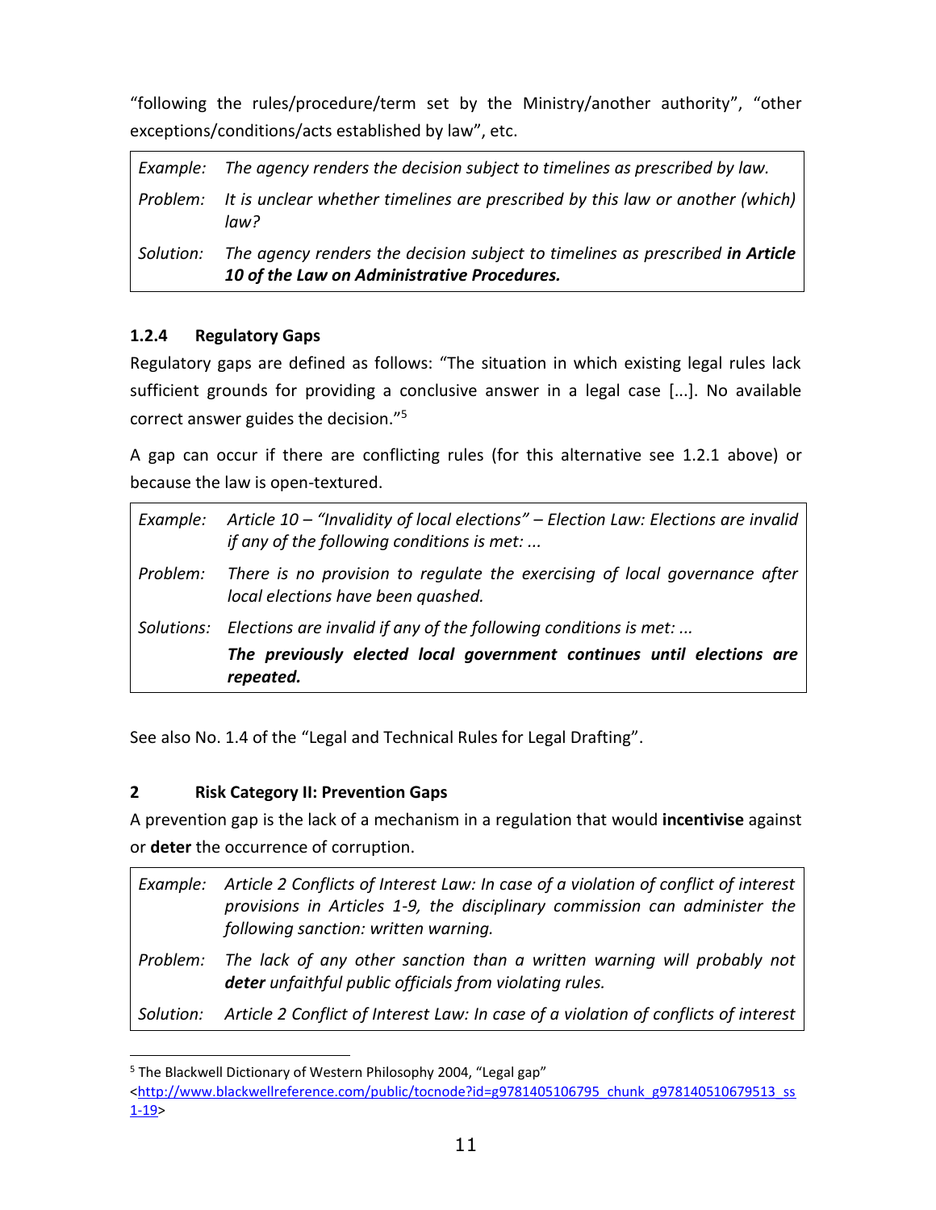"following the rules/procedure/term set by the Ministry/another authority", "other exceptions/conditions/acts established by law", etc.

| | |
|---|---|
| *Example:* | *The agency renders the decision subject to timelines as prescribed by law.* |
| *Problem:* | *It is unclear whether timelines are prescribed by this law or another (which) law?* |
| *Solution:* | *The agency renders the decision subject to timelines as prescribed* ***in Article 10 of the Law on Administrative Procedures.*** |

### 1.2.4 Regulatory Gaps

Regulatory gaps are defined as follows: "The situation in which existing legal rules lack sufficient grounds for providing a conclusive answer in a legal case [...]. No available correct answer guides the decision."[5]

A gap can occur if there are conflicting rules (for this alternative see 1.2.1 above) or because the law is open-textured.

| | |
|---|---|
| *Example:* | *Article 10 – "Invalidity of local elections" – Election Law: Elections are invalid if any of the following conditions is met: ...* |
| *Problem:* | *There is no provision to regulate the exercising of local governance after local elections have been quashed.* |
| *Solutions:* | *Elections are invalid if any of the following conditions is met: ...* ***The previously elected local government continues until elections are repeated.*** |

See also No. 1.4 of the "Legal and Technical Rules for Legal Drafting".

## 2 Risk Category II: Prevention Gaps

A prevention gap is the lack of a mechanism in a regulation that would **incentivise** against or **deter** the occurrence of corruption.

| | |
|---|---|
| *Example:* | *Article 2 Conflicts of Interest Law: In case of a violation of conflict of interest provisions in Articles 1-9, the disciplinary commission can administer the following sanction: written warning.* |
| *Problem:* | *The lack of any other sanction than a written warning will probably not* ***deter*** *unfaithful public officials from violating rules.* |
| *Solution:* | *Article 2 Conflict of Interest Law: In case of a violation of conflicts of interest* |

[5] The Blackwell Dictionary of Western Philosophy 2004, "Legal gap" <http://www.blackwellreference.com/public/tocnode?id=g9781405106795_chunk_g978140510679513_ss1-19>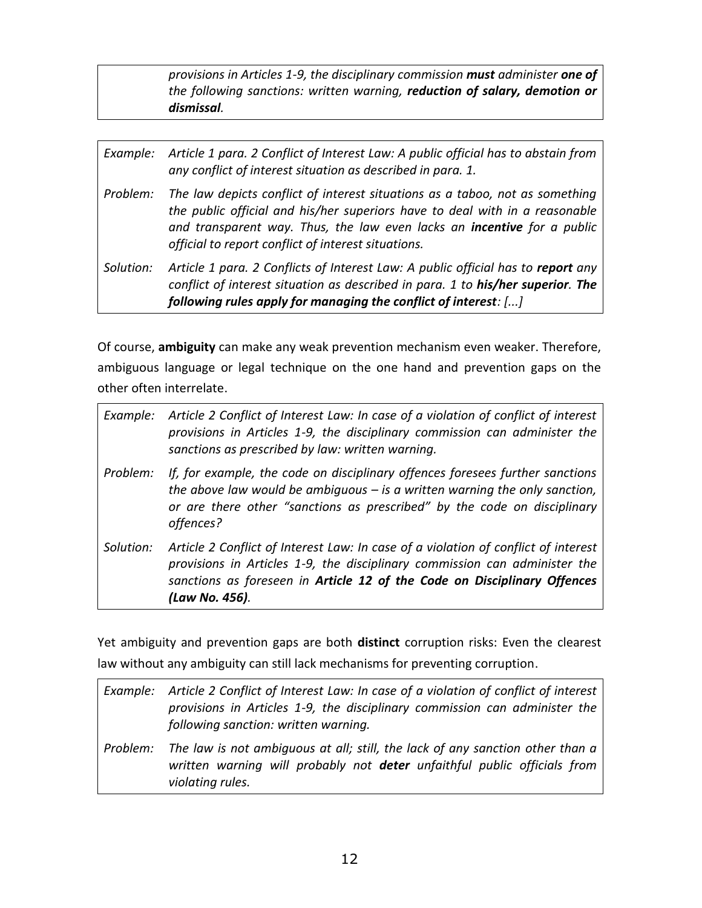| | |
|---|---|
| | *provisions in Articles 1-9, the disciplinary commission **must** administer **one of** the following sanctions: written warning, **reduction of salary, demotion or dismissal**.* |

| | |
|---|---|
| *Example:* | *Article 1 para. 2 Conflict of Interest Law: A public official has to abstain from any conflict of interest situation as described in para. 1.* |
| *Problem:* | *The law depicts conflict of interest situations as a taboo, not as something the public official and his/her superiors have to deal with in a reasonable and transparent way. Thus, the law even lacks an **incentive** for a public official to report conflict of interest situations.* |
| *Solution:* | *Article 1 para. 2 Conflicts of Interest Law: A public official has to **report** any conflict of interest situation as described in para. 1 to **his/her superior**. **The following rules apply for managing the conflict of interest**: [...]* |

Of course, **ambiguity** can make any weak prevention mechanism even weaker. Therefore, ambiguous language or legal technique on the one hand and prevention gaps on the other often interrelate.

| | |
|---|---|
| *Example:* | *Article 2 Conflict of Interest Law: In case of a violation of conflict of interest provisions in Articles 1-9, the disciplinary commission can administer the sanctions as prescribed by law: written warning.* |
| *Problem:* | *If, for example, the code on disciplinary offences foresees further sanctions the above law would be ambiguous – is a written warning the only sanction, or are there other "sanctions as prescribed" by the code on disciplinary offences?* |
| *Solution:* | *Article 2 Conflict of Interest Law: In case of a violation of conflict of interest provisions in Articles 1-9, the disciplinary commission can administer the sanctions as foreseen in **Article 12 of the Code on Disciplinary Offences (Law No. 456)**.* |

Yet ambiguity and prevention gaps are both **distinct** corruption risks: Even the clearest law without any ambiguity can still lack mechanisms for preventing corruption.

| | |
|---|---|
| *Example:* | *Article 2 Conflict of Interest Law: In case of a violation of conflict of interest provisions in Articles 1-9, the disciplinary commission can administer the following sanction: written warning.* |
| *Problem:* | *The law is not ambiguous at all; still, the lack of any sanction other than a written warning will probably not **deter** unfaithful public officials from violating rules.* |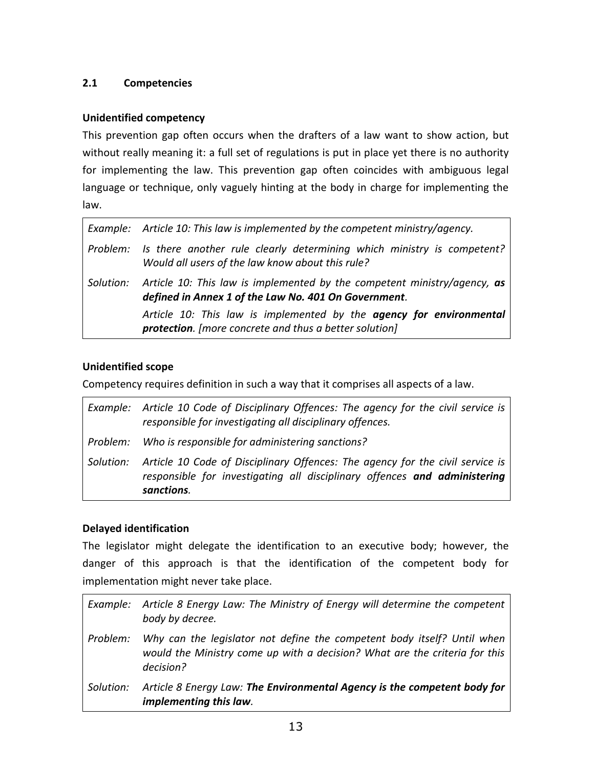## 2.1 Competencies

### Unidentified competency

This prevention gap often occurs when the drafters of a law want to show action, but without really meaning it: a full set of regulations is put in place yet there is no authority for implementing the law. This prevention gap often coincides with ambiguous legal language or technique, only vaguely hinting at the body in charge for implementing the law.

| | |
|---|---|
| *Example:* | *Article 10: This law is implemented by the competent ministry/agency.* |
| *Problem:* | *Is there another rule clearly determining which ministry is competent? Would all users of the law know about this rule?* |
| *Solution:* | *Article 10: This law is implemented by the competent ministry/agency, **as defined in Annex 1 of the Law No. 401 On Government**.* |
| | *Article 10: This law is implemented by the **agency for environmental protection**. [more concrete and thus a better solution]* |

### Unidentified scope

Competency requires definition in such a way that it comprises all aspects of a law.

| | |
|---|---|
| *Example:* | *Article 10 Code of Disciplinary Offences: The agency for the civil service is responsible for investigating all disciplinary offences.* |
| *Problem:* | *Who is responsible for administering sanctions?* |
| *Solution:* | *Article 10 Code of Disciplinary Offences: The agency for the civil service is responsible for investigating all disciplinary offences **and administering sanctions**.* |

### Delayed identification

The legislator might delegate the identification to an executive body; however, the danger of this approach is that the identification of the competent body for implementation might never take place.

| | |
|---|---|
| *Example:* | *Article 8 Energy Law: The Ministry of Energy will determine the competent body by decree.* |
| *Problem:* | *Why can the legislator not define the competent body itself? Until when would the Ministry come up with a decision? What are the criteria for this decision?* |
| *Solution:* | *Article 8 Energy Law: **The Environmental Agency is the competent body for implementing this law**.* |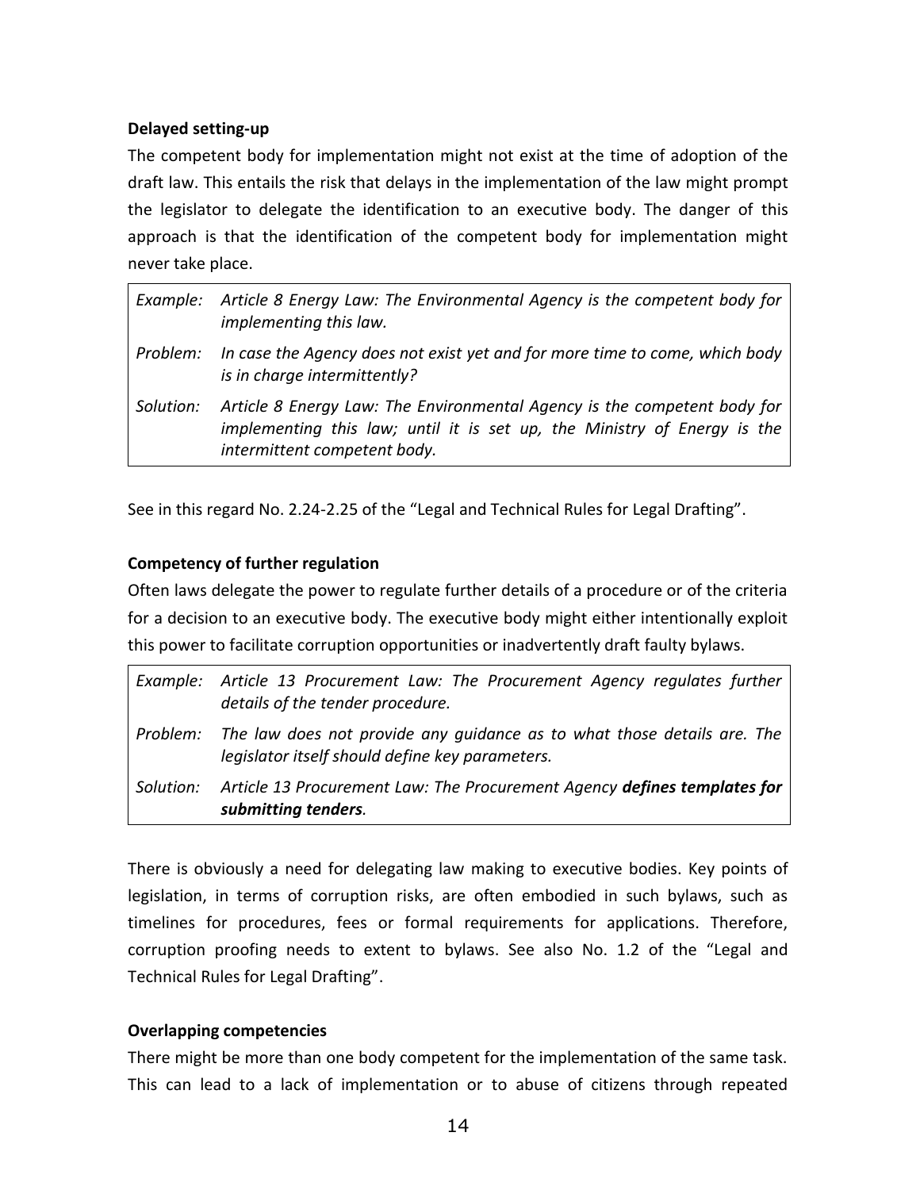**Delayed setting-up**

The competent body for implementation might not exist at the time of adoption of the draft law. This entails the risk that delays in the implementation of the law might prompt the legislator to delegate the identification to an executive body. The danger of this approach is that the identification of the competent body for implementation might never take place.

| | |
|---|---|
| *Example:* | *Article 8 Energy Law: The Environmental Agency is the competent body for implementing this law.* |
| *Problem:* | *In case the Agency does not exist yet and for more time to come, which body is in charge intermittently?* |
| *Solution:* | *Article 8 Energy Law: The Environmental Agency is the competent body for implementing this law; until it is set up, the Ministry of Energy is the intermittent competent body.* |

See in this regard No. 2.24-2.25 of the "Legal and Technical Rules for Legal Drafting".

**Competency of further regulation**

Often laws delegate the power to regulate further details of a procedure or of the criteria for a decision to an executive body. The executive body might either intentionally exploit this power to facilitate corruption opportunities or inadvertently draft faulty bylaws.

| | |
|---|---|
| *Example:* | *Article 13 Procurement Law: The Procurement Agency regulates further details of the tender procedure.* |
| *Problem:* | *The law does not provide any guidance as to what those details are. The legislator itself should define key parameters.* |
| *Solution:* | *Article 13 Procurement Law: The Procurement Agency* ***defines templates for submitting tenders****.* |

There is obviously a need for delegating law making to executive bodies. Key points of legislation, in terms of corruption risks, are often embodied in such bylaws, such as timelines for procedures, fees or formal requirements for applications. Therefore, corruption proofing needs to extent to bylaws. See also No. 1.2 of the "Legal and Technical Rules for Legal Drafting".

**Overlapping competencies**

There might be more than one body competent for the implementation of the same task. This can lead to a lack of implementation or to abuse of citizens through repeated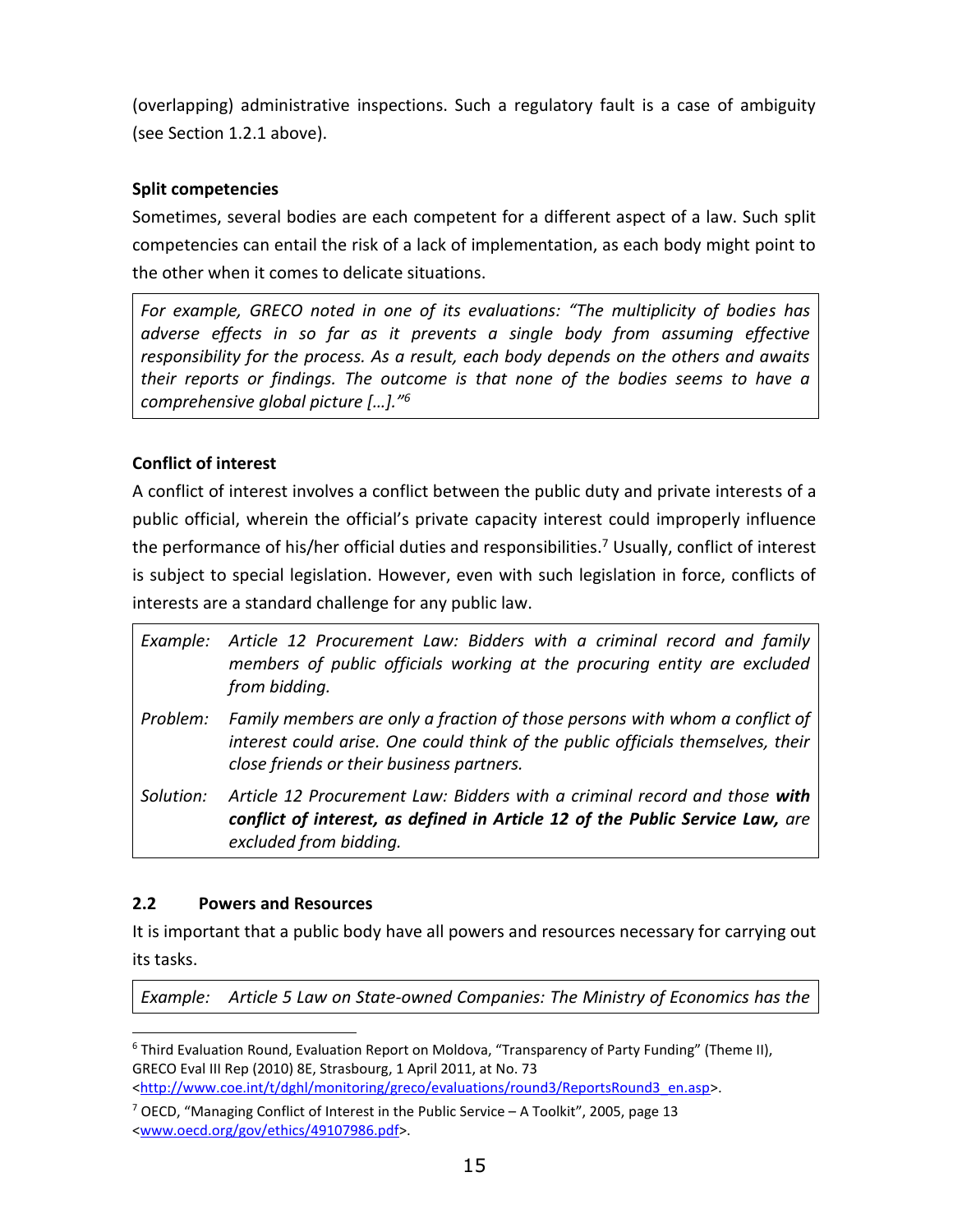(overlapping) administrative inspections. Such a regulatory fault is a case of ambiguity (see Section 1.2.1 above).

**Split competencies**

Sometimes, several bodies are each competent for a different aspect of a law. Such split competencies can entail the risk of a lack of implementation, as each body might point to the other when it comes to delicate situations.

> *For example, GRECO noted in one of its evaluations: "The multiplicity of bodies has adverse effects in so far as it prevents a single body from assuming effective responsibility for the process. As a result, each body depends on the others and awaits their reports or findings. The outcome is that none of the bodies seems to have a comprehensive global picture […]."*[6]

**Conflict of interest**

A conflict of interest involves a conflict between the public duty and private interests of a public official, wherein the official's private capacity interest could improperly influence the performance of his/her official duties and responsibilities.[7] Usually, conflict of interest is subject to special legislation. However, even with such legislation in force, conflicts of interests are a standard challenge for any public law.

| | |
|---|---|
| *Example:* | *Article 12 Procurement Law: Bidders with a criminal record and family members of public officials working at the procuring entity are excluded from bidding.* |
| *Problem:* | *Family members are only a fraction of those persons with whom a conflict of interest could arise. One could think of the public officials themselves, their close friends or their business partners.* |
| *Solution:* | *Article 12 Procurement Law: Bidders with a criminal record and those **with conflict of interest, as defined in Article 12 of the Public Service Law,** are excluded from bidding.* |

## 2.2 Powers and Resources

It is important that a public body have all powers and resources necessary for carrying out its tasks.

| | |
|---|---|
| *Example:* | *Article 5 Law on State-owned Companies: The Ministry of Economics has the* |

---

[6] Third Evaluation Round, Evaluation Report on Moldova, "Transparency of Party Funding" (Theme II), GRECO Eval III Rep (2010) 8E, Strasbourg, 1 April 2011, at No. 73 <http://www.coe.int/t/dghl/monitoring/greco/evaluations/round3/ReportsRound3_en.asp>.

[7] OECD, "Managing Conflict of Interest in the Public Service – A Toolkit", 2005, page 13 <www.oecd.org/gov/ethics/49107986.pdf>.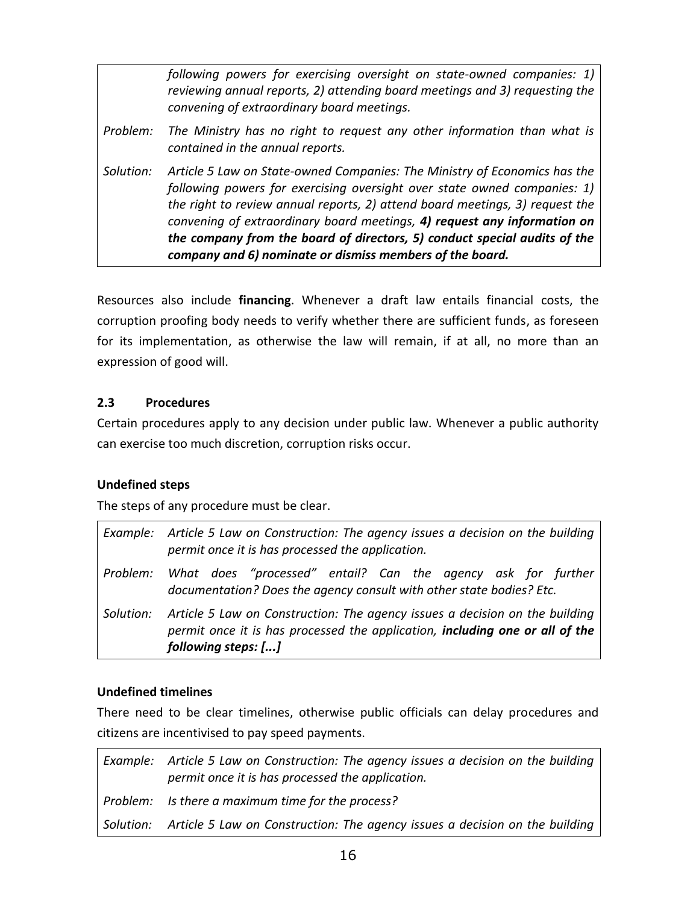| | |
|---|---|
| | *following powers for exercising oversight on state-owned companies: 1) reviewing annual reports, 2) attending board meetings and 3) requesting the convening of extraordinary board meetings.* |
| *Problem:* | *The Ministry has no right to request any other information than what is contained in the annual reports.* |
| *Solution:* | *Article 5 Law on State-owned Companies: The Ministry of Economics has the following powers for exercising oversight over state owned companies: 1) the right to review annual reports, 2) attend board meetings, 3) request the convening of extraordinary board meetings,* ***4) request any information on the company from the board of directors, 5) conduct special audits of the company and 6) nominate or dismiss members of the board.*** |

Resources also include **financing**. Whenever a draft law entails financial costs, the corruption proofing body needs to verify whether there are sufficient funds, as foreseen for its implementation, as otherwise the law will remain, if at all, no more than an expression of good will.

### 2.3 Procedures

Certain procedures apply to any decision under public law. Whenever a public authority can exercise too much discretion, corruption risks occur.

**Undefined steps**

The steps of any procedure must be clear.

| | |
|---|---|
| *Example:* | *Article 5 Law on Construction: The agency issues a decision on the building permit once it is has processed the application.* |
| *Problem:* | *What does "processed" entail? Can the agency ask for further documentation? Does the agency consult with other state bodies? Etc.* |
| *Solution:* | *Article 5 Law on Construction: The agency issues a decision on the building permit once it is has processed the application,* ***including one or all of the following steps: [...]*** |

**Undefined timelines**

There need to be clear timelines, otherwise public officials can delay procedures and citizens are incentivised to pay speed payments.

| | |
|---|---|
| *Example:* | *Article 5 Law on Construction: The agency issues a decision on the building permit once it is has processed the application.* |
| *Problem:* | *Is there a maximum time for the process?* |
| *Solution:* | *Article 5 Law on Construction: The agency issues a decision on the building* |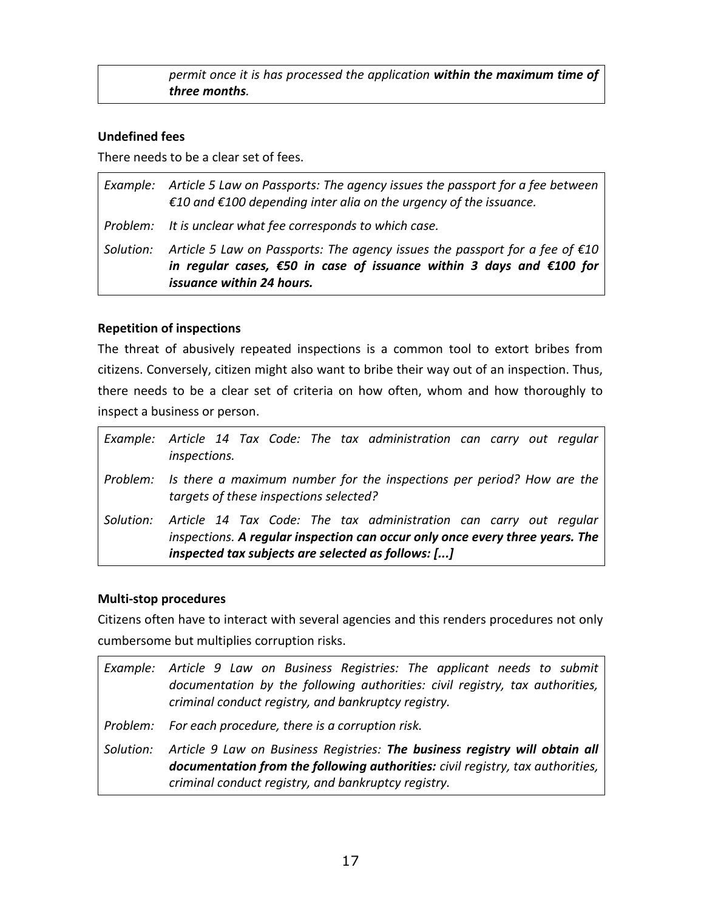| | *permit once it is has processed the application* ***within the maximum time of three months.*** |
|---|---|

**Undefined fees**

There needs to be a clear set of fees.

| | |
|---|---|
| *Example:* | *Article 5 Law on Passports: The agency issues the passport for a fee between €10 and €100 depending inter alia on the urgency of the issuance.* |
| *Problem:* | *It is unclear what fee corresponds to which case.* |
| *Solution:* | *Article 5 Law on Passports: The agency issues the passport for a fee of €10* ***in regular cases, €50 in case of issuance within 3 days and €100 for issuance within 24 hours.*** |

**Repetition of inspections**

The threat of abusively repeated inspections is a common tool to extort bribes from citizens. Conversely, citizen might also want to bribe their way out of an inspection. Thus, there needs to be a clear set of criteria on how often, whom and how thoroughly to inspect a business or person.

| | |
|---|---|
| *Example:* | *Article 14 Tax Code: The tax administration can carry out regular inspections.* |
| *Problem:* | *Is there a maximum number for the inspections per period? How are the targets of these inspections selected?* |
| *Solution:* | *Article 14 Tax Code: The tax administration can carry out regular inspections.* ***A regular inspection can occur only once every three years. The inspected tax subjects are selected as follows: [...]*** |

**Multi-stop procedures**

Citizens often have to interact with several agencies and this renders procedures not only cumbersome but multiplies corruption risks.

| | |
|---|---|
| *Example:* | *Article 9 Law on Business Registries: The applicant needs to submit documentation by the following authorities: civil registry, tax authorities, criminal conduct registry, and bankruptcy registry.* |
| *Problem:* | *For each procedure, there is a corruption risk.* |
| *Solution:* | *Article 9 Law on Business Registries:* ***The business registry will obtain all documentation from the following authorities:*** *civil registry, tax authorities, criminal conduct registry, and bankruptcy registry.* |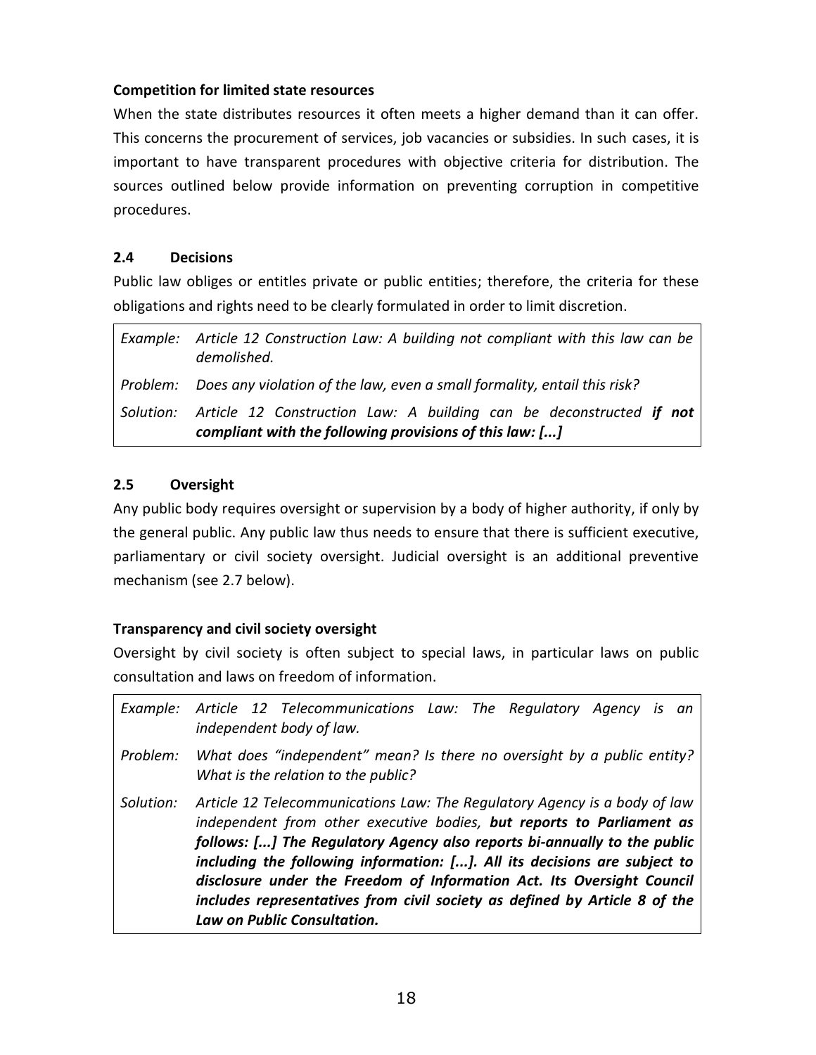**Competition for limited state resources**

When the state distributes resources it often meets a higher demand than it can offer. This concerns the procurement of services, job vacancies or subsidies. In such cases, it is important to have transparent procedures with objective criteria for distribution. The sources outlined below provide information on preventing corruption in competitive procedures.

## 2.4 Decisions

Public law obliges or entitles private or public entities; therefore, the criteria for these obligations and rights need to be clearly formulated in order to limit discretion.

| | |
|---|---|
| *Example:* | *Article 12 Construction Law: A building not compliant with this law can be demolished.* |
| *Problem:* | *Does any violation of the law, even a small formality, entail this risk?* |
| *Solution:* | *Article 12 Construction Law: A building can be deconstructed **if not compliant with the following provisions of this law: [...]*** |

## 2.5 Oversight

Any public body requires oversight or supervision by a body of higher authority, if only by the general public. Any public law thus needs to ensure that there is sufficient executive, parliamentary or civil society oversight. Judicial oversight is an additional preventive mechanism (see 2.7 below).

**Transparency and civil society oversight**

Oversight by civil society is often subject to special laws, in particular laws on public consultation and laws on freedom of information.

| | |
|---|---|
| *Example:* | *Article 12 Telecommunications Law: The Regulatory Agency is an independent body of law.* |
| *Problem:* | *What does "independent" mean? Is there no oversight by a public entity? What is the relation to the public?* |
| *Solution:* | *Article 12 Telecommunications Law: The Regulatory Agency is a body of law independent from other executive bodies, **but reports to Parliament as follows: [...] The Regulatory Agency also reports bi-annually to the public including the following information: [...]. All its decisions are subject to disclosure under the Freedom of Information Act. Its Oversight Council includes representatives from civil society as defined by Article 8 of the Law on Public Consultation.*** |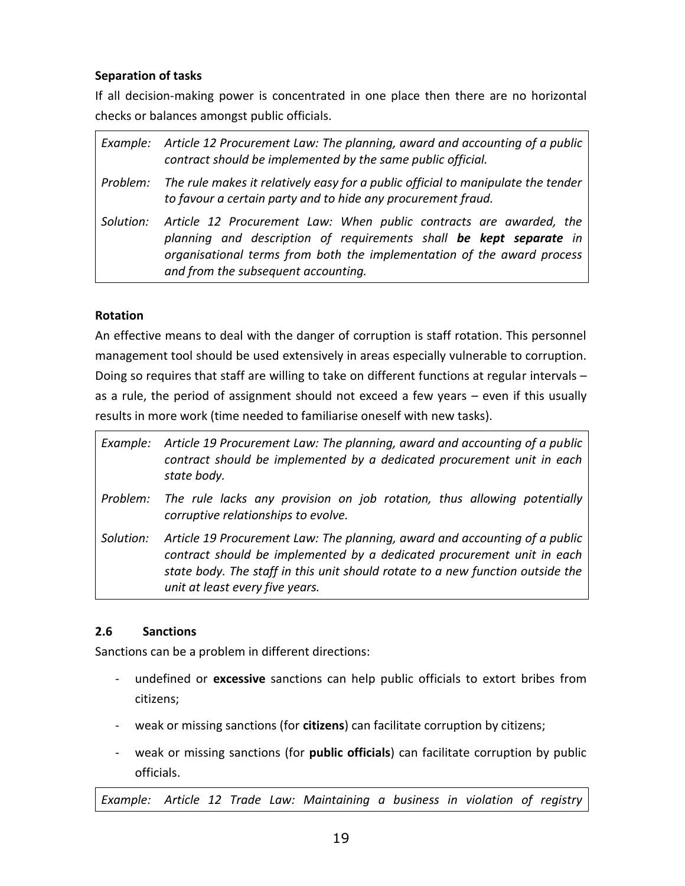**Separation of tasks**

If all decision-making power is concentrated in one place then there are no horizontal checks or balances amongst public officials.

| | |
|---|---|
| *Example:* | *Article 12 Procurement Law: The planning, award and accounting of a public contract should be implemented by the same public official.* |
| *Problem:* | *The rule makes it relatively easy for a public official to manipulate the tender to favour a certain party and to hide any procurement fraud.* |
| *Solution:* | *Article 12 Procurement Law: When public contracts are awarded, the planning and description of requirements shall **be kept separate** in organisational terms from both the implementation of the award process and from the subsequent accounting.* |

**Rotation**

An effective means to deal with the danger of corruption is staff rotation. This personnel management tool should be used extensively in areas especially vulnerable to corruption. Doing so requires that staff are willing to take on different functions at regular intervals – as a rule, the period of assignment should not exceed a few years – even if this usually results in more work (time needed to familiarise oneself with new tasks).

| | |
|---|---|
| *Example:* | *Article 19 Procurement Law: The planning, award and accounting of a public contract should be implemented by a dedicated procurement unit in each state body.* |
| *Problem:* | *The rule lacks any provision on job rotation, thus allowing potentially corruptive relationships to evolve.* |
| *Solution:* | *Article 19 Procurement Law: The planning, award and accounting of a public contract should be implemented by a dedicated procurement unit in each state body. The staff in this unit should rotate to a new function outside the unit at least every five years.* |

## 2.6 Sanctions

Sanctions can be a problem in different directions:

- undefined or **excessive** sanctions can help public officials to extort bribes from citizens;
- weak or missing sanctions (for **citizens**) can facilitate corruption by citizens;
- weak or missing sanctions (for **public officials**) can facilitate corruption by public officials.

| | |
|---|---|
| *Example:* | *Article 12 Trade Law: Maintaining a business in violation of registry* |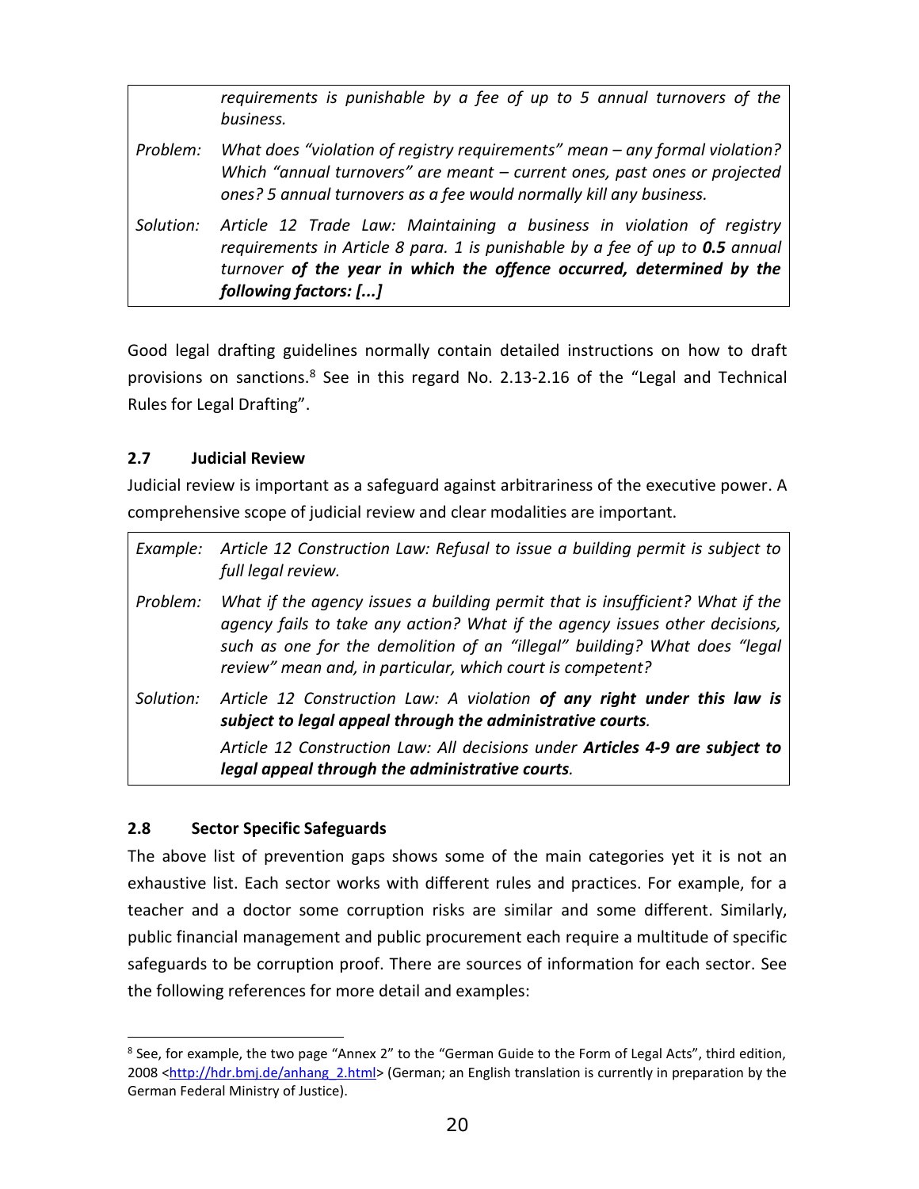| | |
|---|---|
| | *requirements is punishable by a fee of up to 5 annual turnovers of the business.* |
| *Problem:* | *What does "violation of registry requirements" mean – any formal violation? Which "annual turnovers" are meant – current ones, past ones or projected ones? 5 annual turnovers as a fee would normally kill any business.* |
| *Solution:* | *Article 12 Trade Law: Maintaining a business in violation of registry requirements in Article 8 para. 1 is punishable by a fee of up to* ***0.5*** *annual turnover* ***of the year in which the offence occurred, determined by the following factors: [...]*** |

Good legal drafting guidelines normally contain detailed instructions on how to draft provisions on sanctions.[8] See in this regard No. 2.13-2.16 of the "Legal and Technical Rules for Legal Drafting".

### 2.7 Judicial Review

Judicial review is important as a safeguard against arbitrariness of the executive power. A comprehensive scope of judicial review and clear modalities are important.

| | |
|---|---|
| *Example:* | *Article 12 Construction Law: Refusal to issue a building permit is subject to full legal review.* |
| *Problem:* | *What if the agency issues a building permit that is insufficient? What if the agency fails to take any action? What if the agency issues other decisions, such as one for the demolition of an "illegal" building? What does "legal review" mean and, in particular, which court is competent?* |
| *Solution:* | *Article 12 Construction Law: A violation* ***of any right under this law is subject to legal appeal through the administrative courts****.* |
| | *Article 12 Construction Law: All decisions under* ***Articles 4-9 are subject to legal appeal through the administrative courts****.* |

### 2.8 Sector Specific Safeguards

The above list of prevention gaps shows some of the main categories yet it is not an exhaustive list. Each sector works with different rules and practices. For example, for a teacher and a doctor some corruption risks are similar and some different. Similarly, public financial management and public procurement each require a multitude of specific safeguards to be corruption proof. There are sources of information for each sector. See the following references for more detail and examples:

[8] See, for example, the two page "Annex 2" to the "German Guide to the Form of Legal Acts", third edition, 2008 <http://hdr.bmj.de/anhang_2.html> (German; an English translation is currently in preparation by the German Federal Ministry of Justice).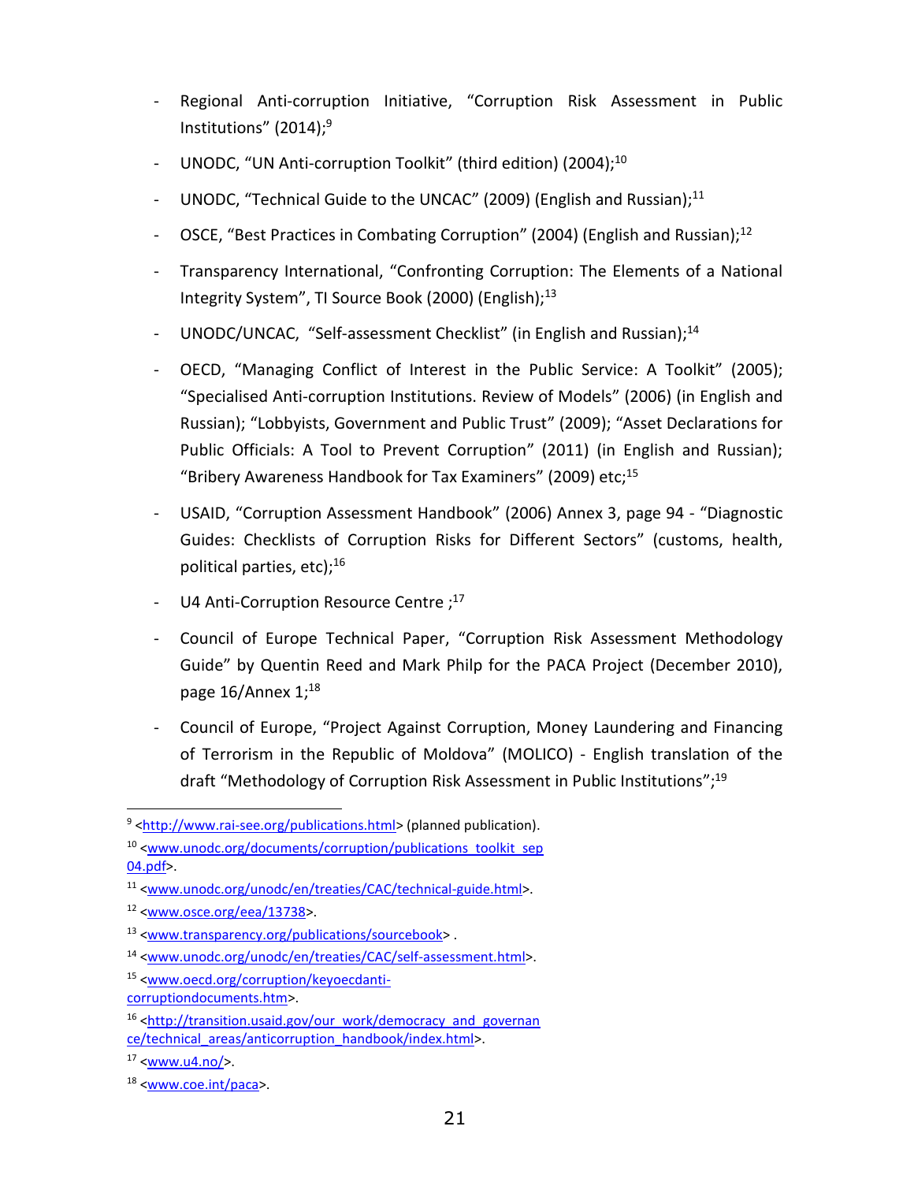- Regional Anti-corruption Initiative, "Corruption Risk Assessment in Public Institutions" (2014);[9]
- UNODC, "UN Anti-corruption Toolkit" (third edition) (2004);[10]
- UNODC, "Technical Guide to the UNCAC" (2009) (English and Russian);[11]
- OSCE, "Best Practices in Combating Corruption" (2004) (English and Russian);[12]
- Transparency International, "Confronting Corruption: The Elements of a National Integrity System", TI Source Book (2000) (English);[13]
- UNODC/UNCAC, "Self-assessment Checklist" (in English and Russian);[14]
- OECD, "Managing Conflict of Interest in the Public Service: A Toolkit" (2005); "Specialised Anti-corruption Institutions. Review of Models" (2006) (in English and Russian); "Lobbyists, Government and Public Trust" (2009); "Asset Declarations for Public Officials: A Tool to Prevent Corruption" (2011) (in English and Russian); "Bribery Awareness Handbook for Tax Examiners" (2009) etc;[15]
- USAID, "Corruption Assessment Handbook" (2006) Annex 3, page 94 - "Diagnostic Guides: Checklists of Corruption Risks for Different Sectors" (customs, health, political parties, etc);[16]
- U4 Anti-Corruption Resource Centre ;[17]
- Council of Europe Technical Paper, "Corruption Risk Assessment Methodology Guide" by Quentin Reed and Mark Philp for the PACA Project (December 2010), page 16/Annex 1;[18]
- Council of Europe, "Project Against Corruption, Money Laundering and Financing of Terrorism in the Republic of Moldova" (MOLICO) - English translation of the draft "Methodology of Corruption Risk Assessment in Public Institutions";[19]

---

[9] <http://www.rai-see.org/publications.html> (planned publication).

[10] <www.unodc.org/documents/corruption/publications_toolkit_sep04.pdf>.

[11] <www.unodc.org/unodc/en/treaties/CAC/technical-guide.html>.

[12] <www.osce.org/eea/13738>.

[13] <www.transparency.org/publications/sourcebook> .

[14] <www.unodc.org/unodc/en/treaties/CAC/self-assessment.html>.

[15] <www.oecd.org/corruption/keyoecdanti-corruptiondocuments.htm>.

[16] <http://transition.usaid.gov/our_work/democracy_and_governance/technical_areas/anticorruption_handbook/index.html>.

[17] <www.u4.no/>.

[18] <www.coe.int/paca>.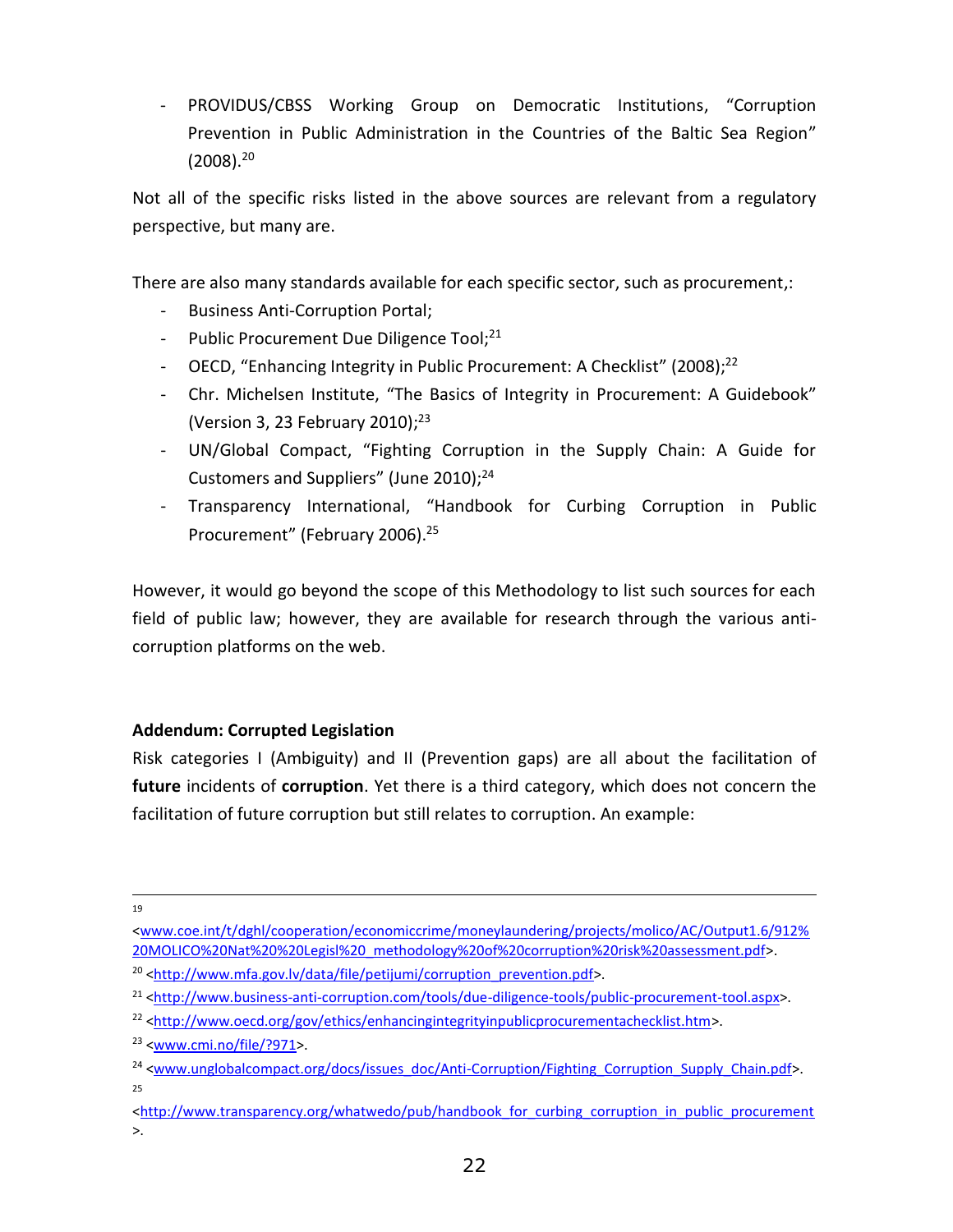- PROVIDUS/CBSS Working Group on Democratic Institutions, "Corruption Prevention in Public Administration in the Countries of the Baltic Sea Region" (2008).[20]

Not all of the specific risks listed in the above sources are relevant from a regulatory perspective, but many are.

There are also many standards available for each specific sector, such as procurement,:

- Business Anti-Corruption Portal;
- Public Procurement Due Diligence Tool;[21]
- OECD, "Enhancing Integrity in Public Procurement: A Checklist" (2008);[22]
- Chr. Michelsen Institute, "The Basics of Integrity in Procurement: A Guidebook" (Version 3, 23 February 2010);[23]
- UN/Global Compact, "Fighting Corruption in the Supply Chain: A Guide for Customers and Suppliers" (June 2010);[24]
- Transparency International, "Handbook for Curbing Corruption in Public Procurement" (February 2006).[25]

However, it would go beyond the scope of this Methodology to list such sources for each field of public law; however, they are available for research through the various anti-corruption platforms on the web.

**Addendum: Corrupted Legislation**

Risk categories I (Ambiguity) and II (Prevention gaps) are all about the facilitation of **future** incidents of **corruption**. Yet there is a third category, which does not concern the facilitation of future corruption but still relates to corruption. An example:

---

[19] <www.coe.int/t/dghl/cooperation/economiccrime/moneylaundering/projects/molico/AC/Output1.6/912%20MOLICO%20Nat%20%20Legisl%20_methodology%20of%20corruption%20risk%20assessment.pdf>.

[20] <http://www.mfa.gov.lv/data/file/petijumi/corruption_prevention.pdf>.

[21] <http://www.business-anti-corruption.com/tools/due-diligence-tools/public-procurement-tool.aspx>.

[22] <http://www.oecd.org/gov/ethics/enhancingintegrityinpublicprocurementachecklist.htm>.

[23] <www.cmi.no/file/?971>.

[24] <www.unglobalcompact.org/docs/issues_doc/Anti-Corruption/Fighting_Corruption_Supply_Chain.pdf>.

[25] <http://www.transparency.org/whatwedo/pub/handbook_for_curbing_corruption_in_public_procurement>.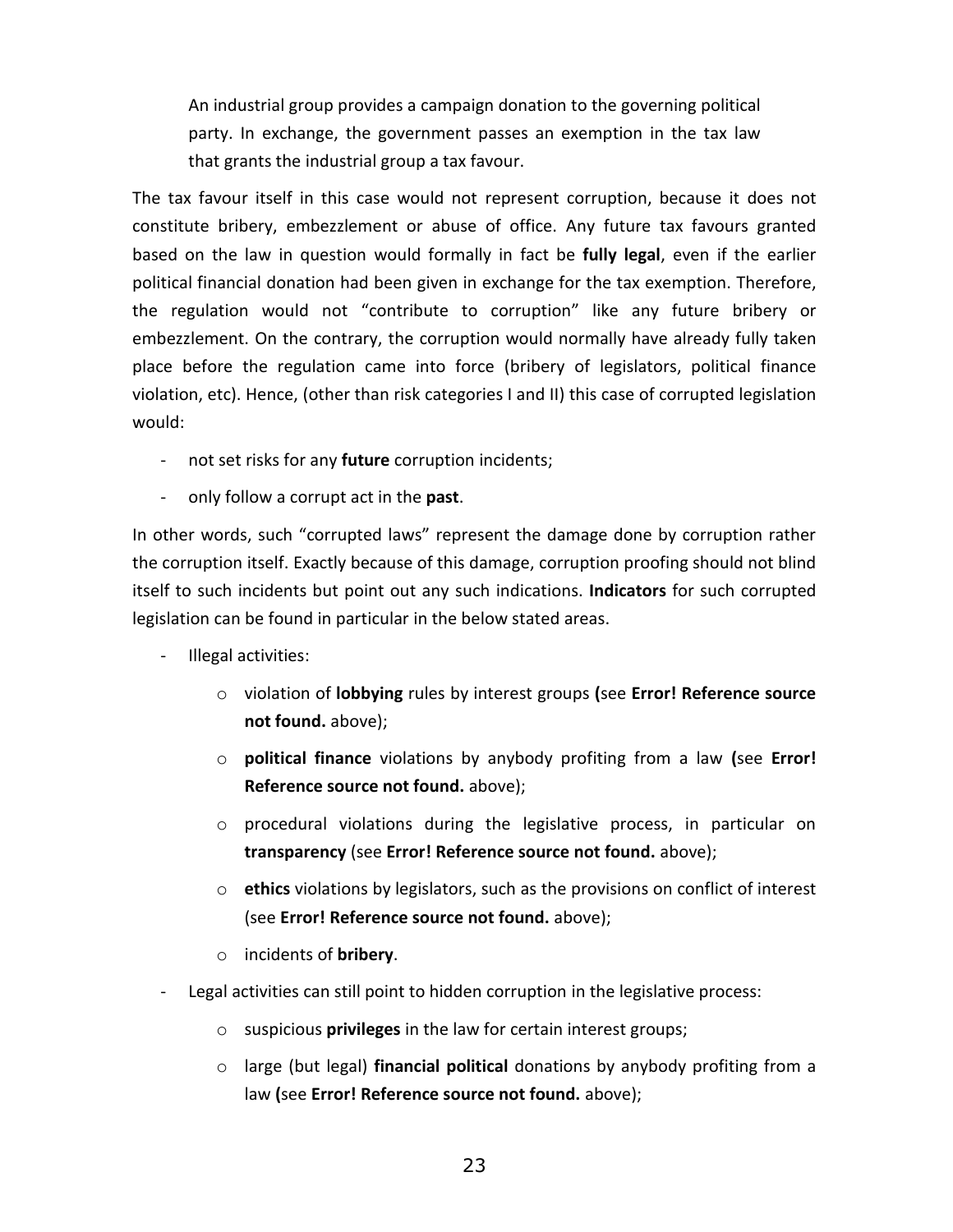> An industrial group provides a campaign donation to the governing political party. In exchange, the government passes an exemption in the tax law that grants the industrial group a tax favour.

The tax favour itself in this case would not represent corruption, because it does not constitute bribery, embezzlement or abuse of office. Any future tax favours granted based on the law in question would formally in fact be **fully legal**, even if the earlier political financial donation had been given in exchange for the tax exemption. Therefore, the regulation would not "contribute to corruption" like any future bribery or embezzlement. On the contrary, the corruption would normally have already fully taken place before the regulation came into force (bribery of legislators, political finance violation, etc). Hence, (other than risk categories I and II) this case of corrupted legislation would:

- not set risks for any **future** corruption incidents;
- only follow a corrupt act in the **past**.

In other words, such "corrupted laws" represent the damage done by corruption rather the corruption itself. Exactly because of this damage, corruption proofing should not blind itself to such incidents but point out any such indications. **Indicators** for such corrupted legislation can be found in particular in the below stated areas.

- Illegal activities:
  - violation of **lobbying** rules by interest groups **(**see **Error! Reference source not found.** above);
  - **political finance** violations by anybody profiting from a law **(**see **Error! Reference source not found.** above);
  - procedural violations during the legislative process, in particular on **transparency** (see **Error! Reference source not found.** above);
  - **ethics** violations by legislators, such as the provisions on conflict of interest (see **Error! Reference source not found.** above);
  - incidents of **bribery**.
- Legal activities can still point to hidden corruption in the legislative process:
  - suspicious **privileges** in the law for certain interest groups;
  - large (but legal) **financial political** donations by anybody profiting from a law **(**see **Error! Reference source not found.** above);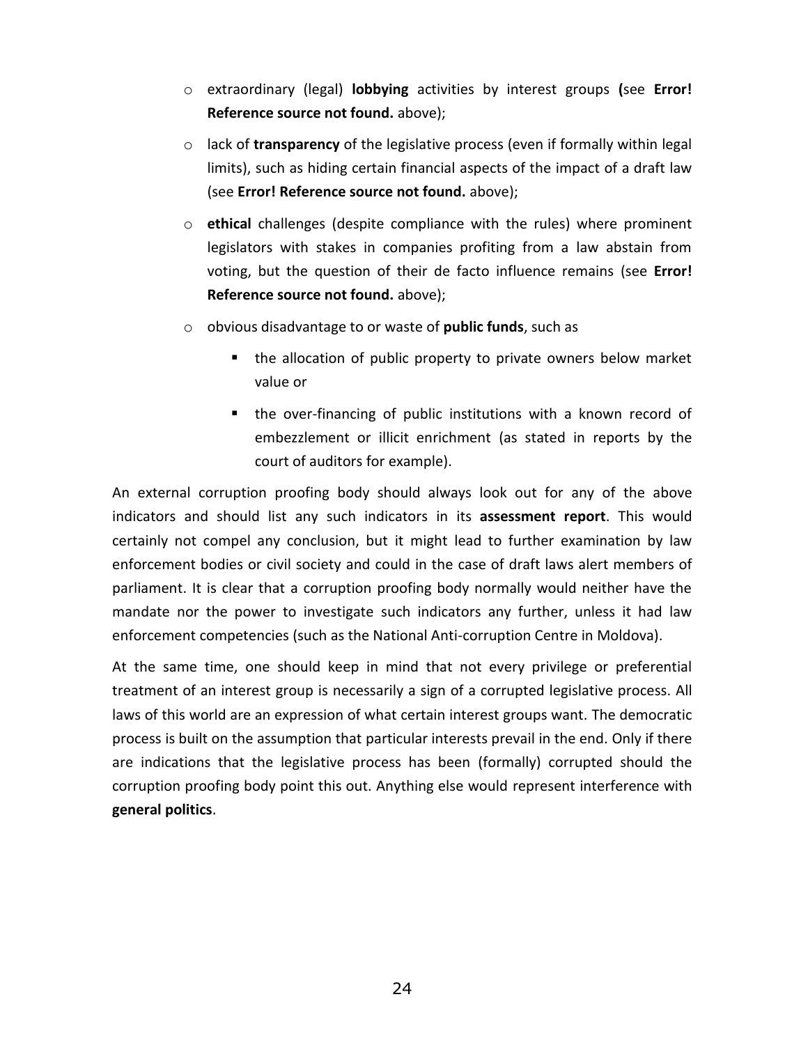- extraordinary (legal) **lobbying** activities by interest groups **(**see **Error! Reference source not found.** above);
- lack of **transparency** of the legislative process (even if formally within legal limits), such as hiding certain financial aspects of the impact of a draft law (see **Error! Reference source not found.** above);
- **ethical** challenges (despite compliance with the rules) where prominent legislators with stakes in companies profiting from a law abstain from voting, but the question of their de facto influence remains (see **Error! Reference source not found.** above);
- obvious disadvantage to or waste of **public funds**, such as
  - the allocation of public property to private owners below market value or
  - the over-financing of public institutions with a known record of embezzlement or illicit enrichment (as stated in reports by the court of auditors for example).

An external corruption proofing body should always look out for any of the above indicators and should list any such indicators in its **assessment report**. This would certainly not compel any conclusion, but it might lead to further examination by law enforcement bodies or civil society and could in the case of draft laws alert members of parliament. It is clear that a corruption proofing body normally would neither have the mandate nor the power to investigate such indicators any further, unless it had law enforcement competencies (such as the National Anti-corruption Centre in Moldova).

At the same time, one should keep in mind that not every privilege or preferential treatment of an interest group is necessarily a sign of a corrupted legislative process. All laws of this world are an expression of what certain interest groups want. The democratic process is built on the assumption that particular interests prevail in the end. Only if there are indications that the legislative process has been (formally) corrupted should the corruption proofing body point this out. Anything else would represent interference with **general politics**.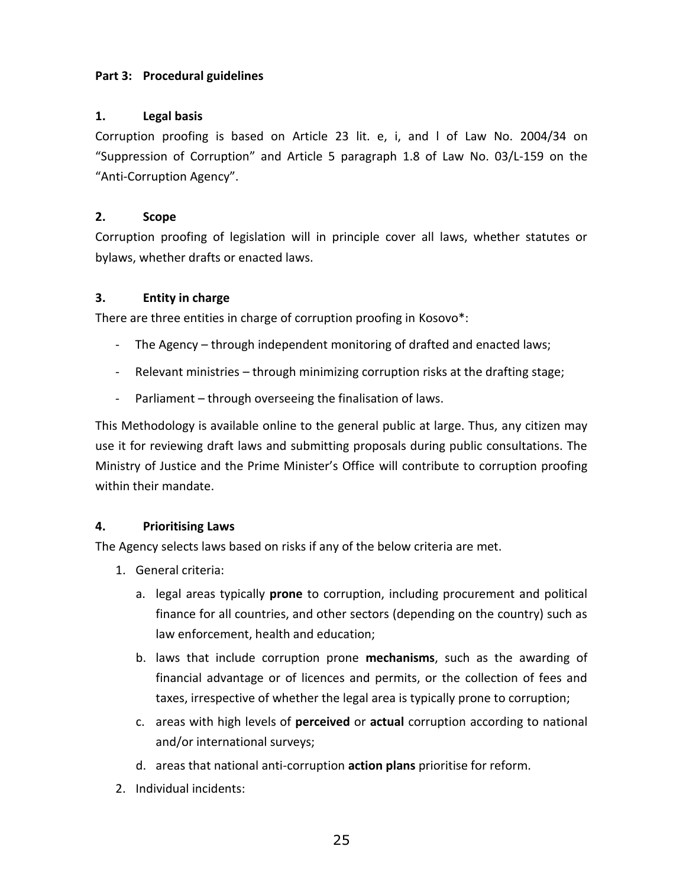**Part 3: Procedural guidelines**

**1. Legal basis**

Corruption proofing is based on Article 23 lit. e, i, and l of Law No. 2004/34 on "Suppression of Corruption" and Article 5 paragraph 1.8 of Law No. 03/L-159 on the "Anti-Corruption Agency".

**2. Scope**

Corruption proofing of legislation will in principle cover all laws, whether statutes or bylaws, whether drafts or enacted laws.

**3. Entity in charge**

There are three entities in charge of corruption proofing in Kosovo*:

- The Agency – through independent monitoring of drafted and enacted laws;
- Relevant ministries – through minimizing corruption risks at the drafting stage;
- Parliament – through overseeing the finalisation of laws.

This Methodology is available online to the general public at large. Thus, any citizen may use it for reviewing draft laws and submitting proposals during public consultations. The Ministry of Justice and the Prime Minister's Office will contribute to corruption proofing within their mandate.

**4. Prioritising Laws**

The Agency selects laws based on risks if any of the below criteria are met.

1. General criteria:
   a. legal areas typically **prone** to corruption, including procurement and political finance for all countries, and other sectors (depending on the country) such as law enforcement, health and education;
   b. laws that include corruption prone **mechanisms**, such as the awarding of financial advantage or of licences and permits, or the collection of fees and taxes, irrespective of whether the legal area is typically prone to corruption;
   c. areas with high levels of **perceived** or **actual** corruption according to national and/or international surveys;
   d. areas that national anti-corruption **action plans** prioritise for reform.
2. Individual incidents: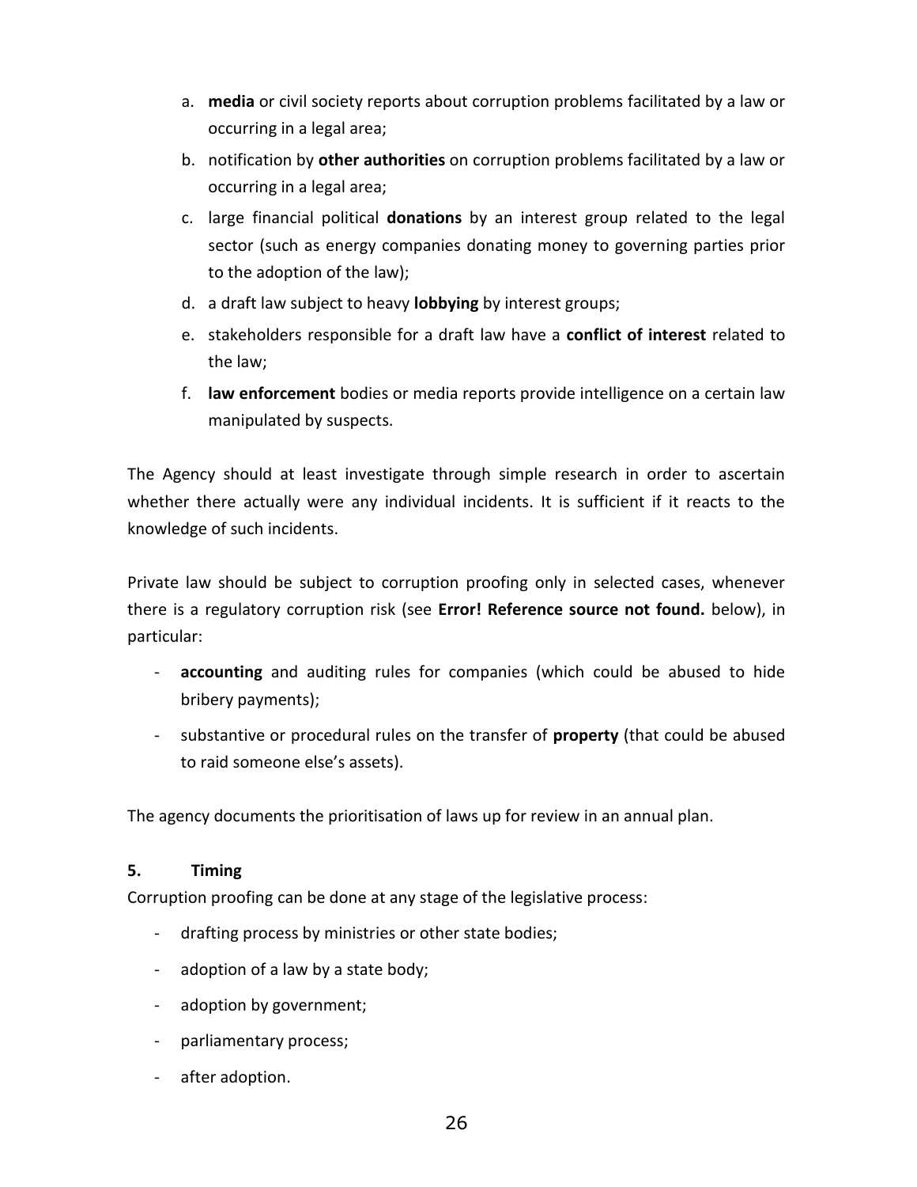a. **media** or civil society reports about corruption problems facilitated by a law or occurring in a legal area;
b. notification by **other authorities** on corruption problems facilitated by a law or occurring in a legal area;
c. large financial political **donations** by an interest group related to the legal sector (such as energy companies donating money to governing parties prior to the adoption of the law);
d. a draft law subject to heavy **lobbying** by interest groups;
e. stakeholders responsible for a draft law have a **conflict of interest** related to the law;
f. **law enforcement** bodies or media reports provide intelligence on a certain law manipulated by suspects.

The Agency should at least investigate through simple research in order to ascertain whether there actually were any individual incidents. It is sufficient if it reacts to the knowledge of such incidents.

Private law should be subject to corruption proofing only in selected cases, whenever there is a regulatory corruption risk (see **Error! Reference source not found.** below), in particular:

- **accounting** and auditing rules for companies (which could be abused to hide bribery payments);
- substantive or procedural rules on the transfer of **property** (that could be abused to raid someone else's assets).

The agency documents the prioritisation of laws up for review in an annual plan.

### 5. Timing

Corruption proofing can be done at any stage of the legislative process:

- drafting process by ministries or other state bodies;
- adoption of a law by a state body;
- adoption by government;
- parliamentary process;
- after adoption.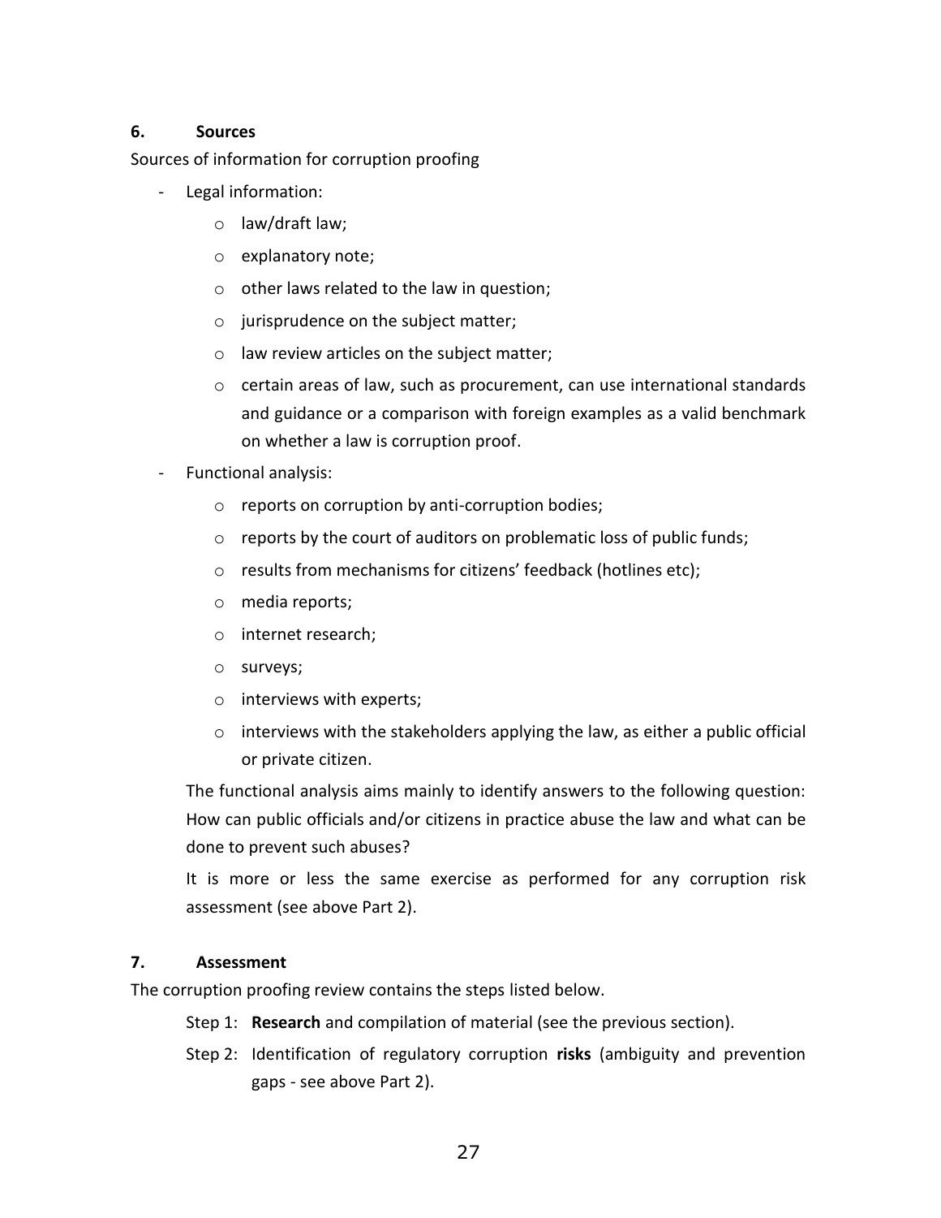## 6. Sources

Sources of information for corruption proofing

- Legal information:
    - law/draft law;
    - explanatory note;
    - other laws related to the law in question;
    - jurisprudence on the subject matter;
    - law review articles on the subject matter;
    - certain areas of law, such as procurement, can use international standards and guidance or a comparison with foreign examples as a valid benchmark on whether a law is corruption proof.
- Functional analysis:
    - reports on corruption by anti-corruption bodies;
    - reports by the court of auditors on problematic loss of public funds;
    - results from mechanisms for citizens' feedback (hotlines etc);
    - media reports;
    - internet research;
    - surveys;
    - interviews with experts;
    - interviews with the stakeholders applying the law, as either a public official or private citizen.

  The functional analysis aims mainly to identify answers to the following question: How can public officials and/or citizens in practice abuse the law and what can be done to prevent such abuses?

  It is more or less the same exercise as performed for any corruption risk assessment (see above Part 2).

## 7. Assessment

The corruption proofing review contains the steps listed below.

Step 1: **Research** and compilation of material (see the previous section).

Step 2: Identification of regulatory corruption **risks** (ambiguity and prevention gaps - see above Part 2).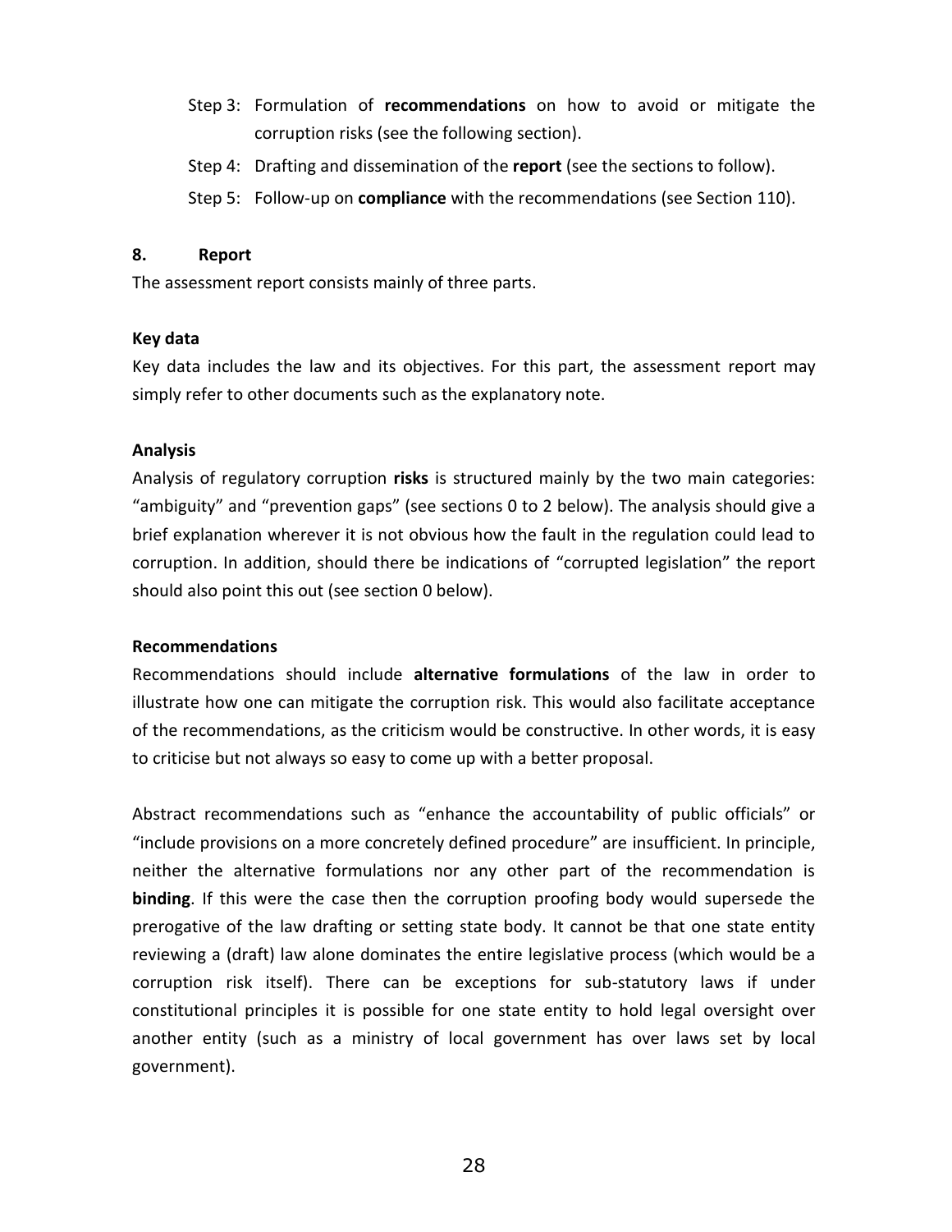Step 3: Formulation of **recommendations** on how to avoid or mitigate the corruption risks (see the following section).

Step 4: Drafting and dissemination of the **report** (see the sections to follow).

Step 5: Follow-up on **compliance** with the recommendations (see Section 110).

## 8. Report

The assessment report consists mainly of three parts.

### Key data

Key data includes the law and its objectives. For this part, the assessment report may simply refer to other documents such as the explanatory note.

### Analysis

Analysis of regulatory corruption **risks** is structured mainly by the two main categories: "ambiguity" and "prevention gaps" (see sections 0 to 2 below). The analysis should give a brief explanation wherever it is not obvious how the fault in the regulation could lead to corruption. In addition, should there be indications of "corrupted legislation" the report should also point this out (see section 0 below).

### Recommendations

Recommendations should include **alternative formulations** of the law in order to illustrate how one can mitigate the corruption risk. This would also facilitate acceptance of the recommendations, as the criticism would be constructive. In other words, it is easy to criticise but not always so easy to come up with a better proposal.

Abstract recommendations such as "enhance the accountability of public officials" or "include provisions on a more concretely defined procedure" are insufficient. In principle, neither the alternative formulations nor any other part of the recommendation is **binding**. If this were the case then the corruption proofing body would supersede the prerogative of the law drafting or setting state body. It cannot be that one state entity reviewing a (draft) law alone dominates the entire legislative process (which would be a corruption risk itself). There can be exceptions for sub-statutory laws if under constitutional principles it is possible for one state entity to hold legal oversight over another entity (such as a ministry of local government has over laws set by local government).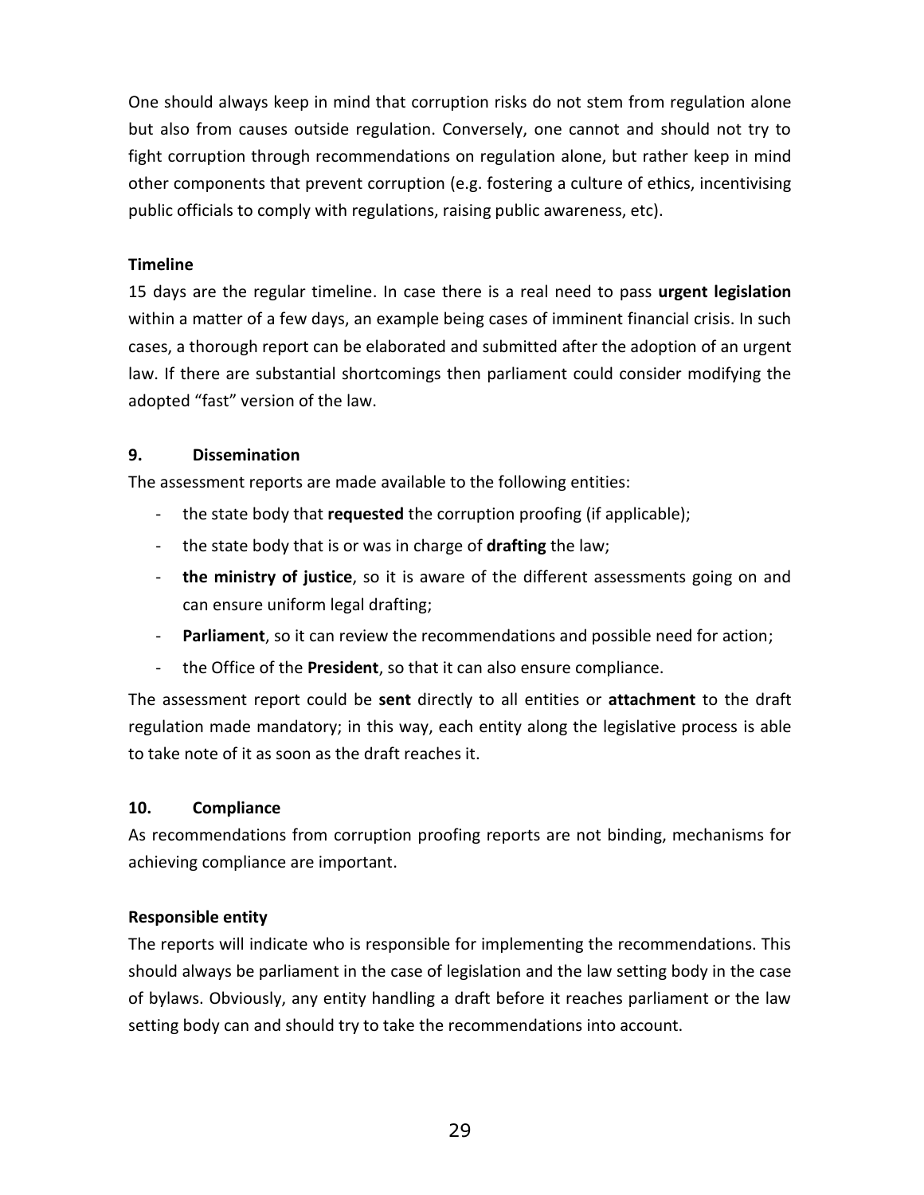One should always keep in mind that corruption risks do not stem from regulation alone but also from causes outside regulation. Conversely, one cannot and should not try to fight corruption through recommendations on regulation alone, but rather keep in mind other components that prevent corruption (e.g. fostering a culture of ethics, incentivising public officials to comply with regulations, raising public awareness, etc).

**Timeline**

15 days are the regular timeline. In case there is a real need to pass **urgent legislation** within a matter of a few days, an example being cases of imminent financial crisis. In such cases, a thorough report can be elaborated and submitted after the adoption of an urgent law. If there are substantial shortcomings then parliament could consider modifying the adopted "fast" version of the law.

## 9. Dissemination

The assessment reports are made available to the following entities:

- the state body that **requested** the corruption proofing (if applicable);
- the state body that is or was in charge of **drafting** the law;
- **the ministry of justice**, so it is aware of the different assessments going on and can ensure uniform legal drafting;
- **Parliament**, so it can review the recommendations and possible need for action;
- the Office of the **President**, so that it can also ensure compliance.

The assessment report could be **sent** directly to all entities or **attachment** to the draft regulation made mandatory; in this way, each entity along the legislative process is able to take note of it as soon as the draft reaches it.

## 10. Compliance

As recommendations from corruption proofing reports are not binding, mechanisms for achieving compliance are important.

**Responsible entity**

The reports will indicate who is responsible for implementing the recommendations. This should always be parliament in the case of legislation and the law setting body in the case of bylaws. Obviously, any entity handling a draft before it reaches parliament or the law setting body can and should try to take the recommendations into account.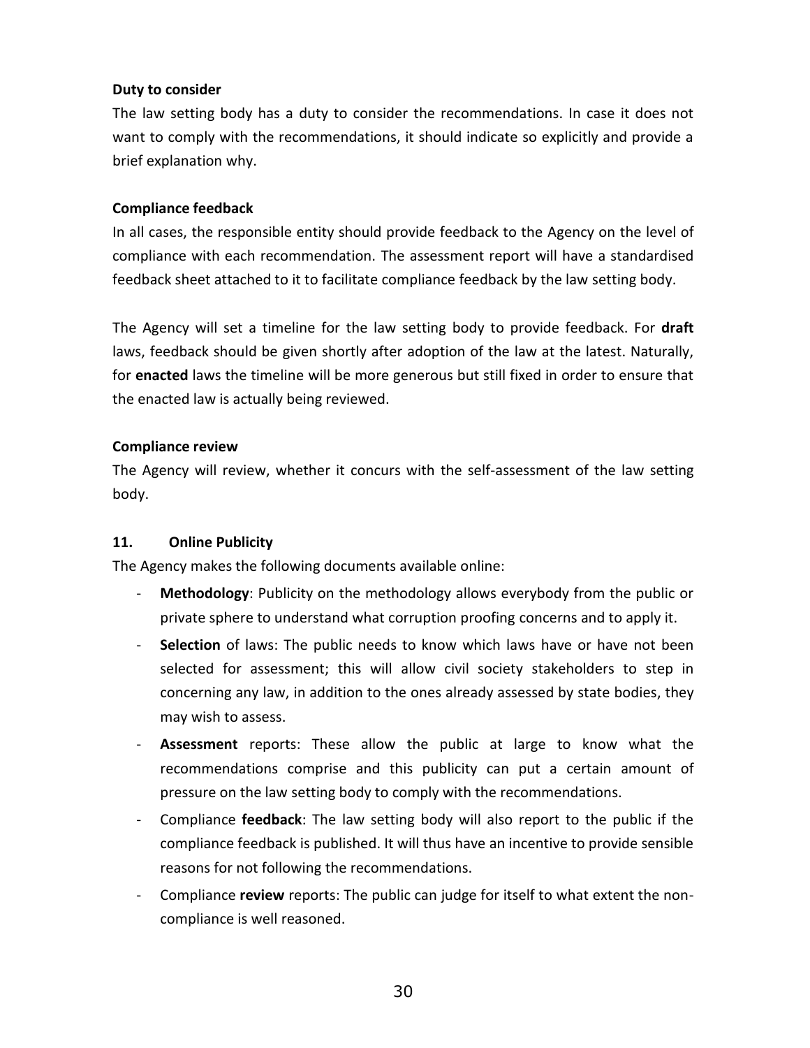**Duty to consider**

The law setting body has a duty to consider the recommendations. In case it does not want to comply with the recommendations, it should indicate so explicitly and provide a brief explanation why.

**Compliance feedback**

In all cases, the responsible entity should provide feedback to the Agency on the level of compliance with each recommendation. The assessment report will have a standardised feedback sheet attached to it to facilitate compliance feedback by the law setting body.

The Agency will set a timeline for the law setting body to provide feedback. For **draft** laws, feedback should be given shortly after adoption of the law at the latest. Naturally, for **enacted** laws the timeline will be more generous but still fixed in order to ensure that the enacted law is actually being reviewed.

**Compliance review**

The Agency will review, whether it concurs with the self-assessment of the law setting body.

## 11. Online Publicity

The Agency makes the following documents available online:

- **Methodology**: Publicity on the methodology allows everybody from the public or private sphere to understand what corruption proofing concerns and to apply it.
- **Selection** of laws: The public needs to know which laws have or have not been selected for assessment; this will allow civil society stakeholders to step in concerning any law, in addition to the ones already assessed by state bodies, they may wish to assess.
- **Assessment** reports: These allow the public at large to know what the recommendations comprise and this publicity can put a certain amount of pressure on the law setting body to comply with the recommendations.
- Compliance **feedback**: The law setting body will also report to the public if the compliance feedback is published. It will thus have an incentive to provide sensible reasons for not following the recommendations.
- Compliance **review** reports: The public can judge for itself to what extent the non-compliance is well reasoned.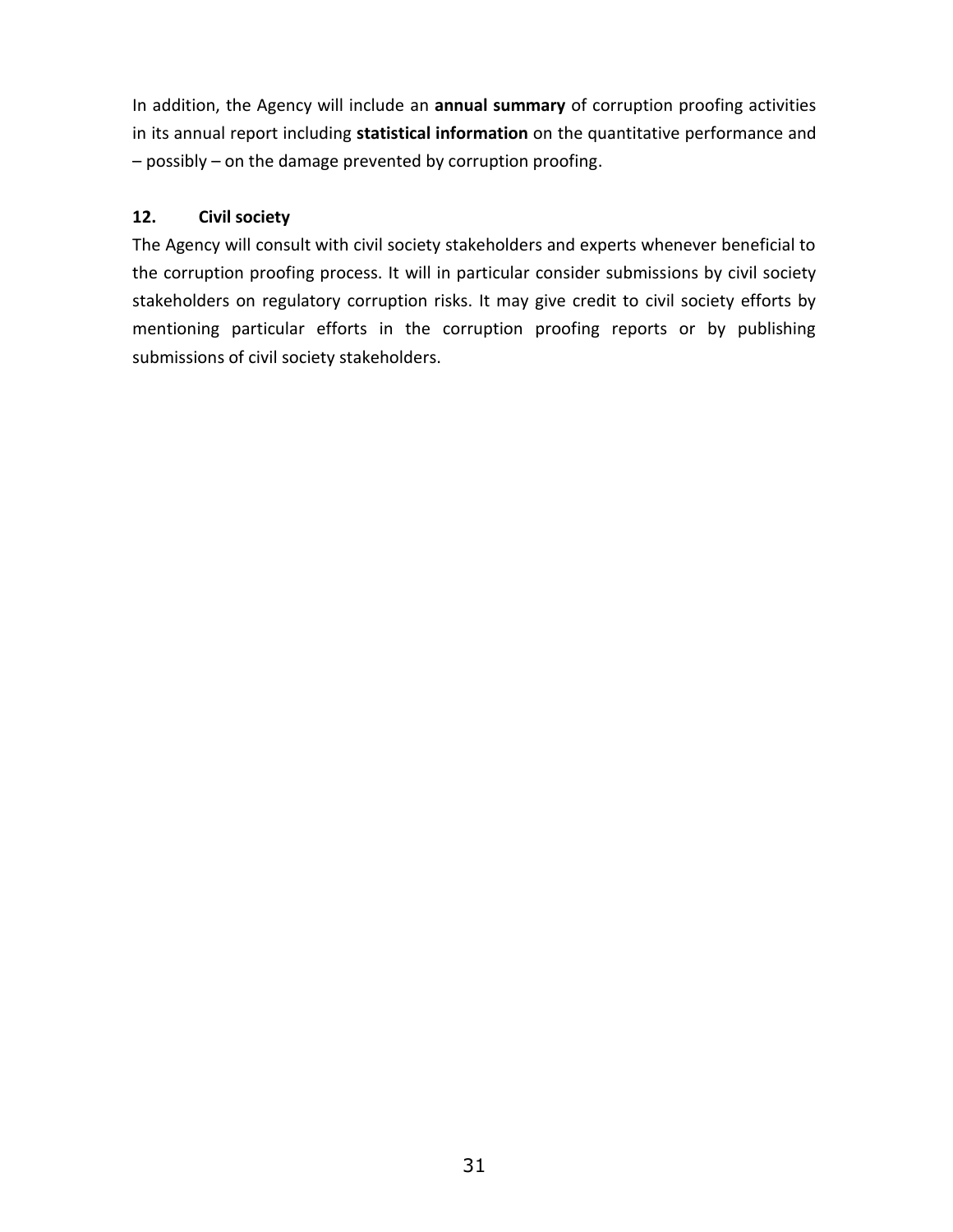In addition, the Agency will include an **annual summary** of corruption proofing activities in its annual report including **statistical information** on the quantitative performance and – possibly – on the damage prevented by corruption proofing.

### 12. Civil society

The Agency will consult with civil society stakeholders and experts whenever beneficial to the corruption proofing process. It will in particular consider submissions by civil society stakeholders on regulatory corruption risks. It may give credit to civil society efforts by mentioning particular efforts in the corruption proofing reports or by publishing submissions of civil society stakeholders.